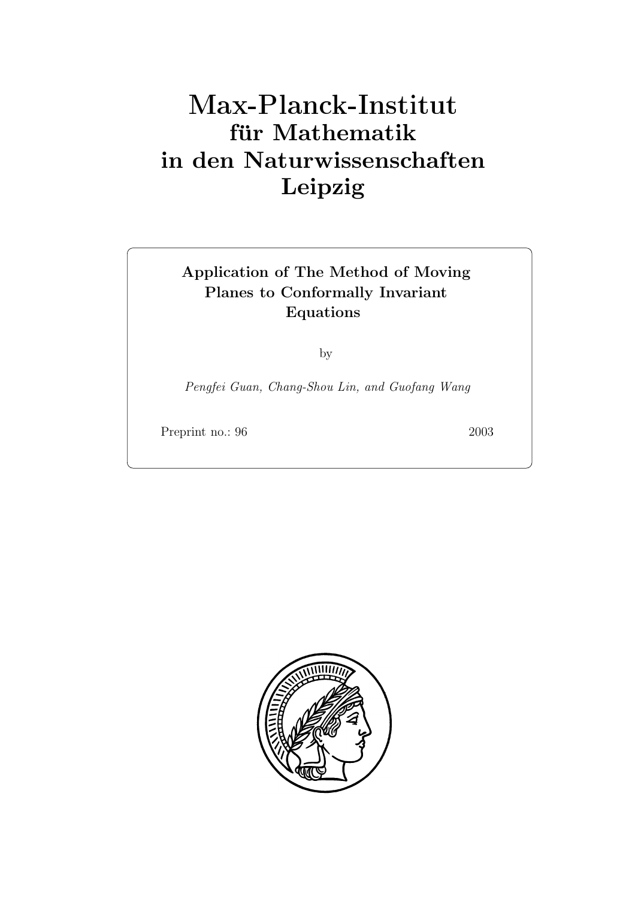# Max-Planck-Institut
## für Mathematik
## in den Naturwissenschaften
## Leipzig

**Application of The Method of Moving Planes to Conformally Invariant Equations**

by

*Pengfei Guan, Chang-Shou Lin, and Guofang Wang*

Preprint no.: 96 2003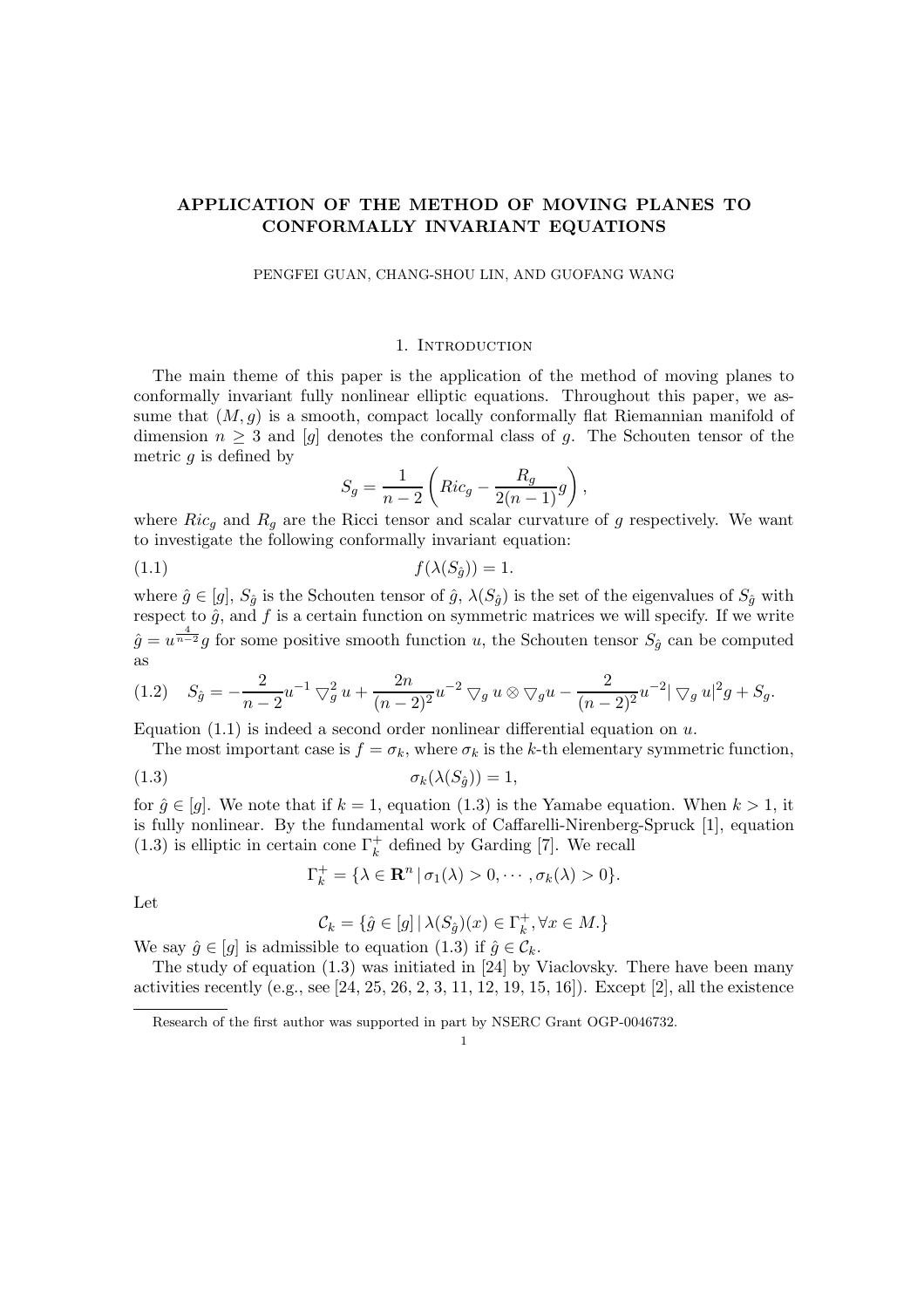# APPLICATION OF THE METHOD OF MOVING PLANES TO CONFORMALLY INVARIANT EQUATIONS

PENGFEI GUAN, CHANG-SHOU LIN, AND GUOFANG WANG

## 1. Introduction

The main theme of this paper is the application of the method of moving planes to conformally invariant fully nonlinear elliptic equations. Throughout this paper, we assume that $(M, g)$ is a smooth, compact locally conformally flat Riemannian manifold of dimension $n \geq 3$ and $[g]$ denotes the conformal class of $g$. The Schouten tensor of the metric $g$ is defined by

$$S_g = \frac{1}{n-2}\left(Ric_g - \frac{R_g}{2(n-1)}g\right),$$

where $Ric_g$ and $R_g$ are the Ricci tensor and scalar curvature of $g$ respectively. We want to investigate the following conformally invariant equation:

$$f(\lambda(S_{\hat{g}})) = 1. \tag{1.1}$$

where $\hat{g} \in [g]$, $S_{\hat{g}}$ is the Schouten tensor of $\hat{g}$, $\lambda(S_{\hat{g}})$ is the set of the eigenvalues of $S_{\hat{g}}$ with respect to $\hat{g}$, and $f$ is a certain function on symmetric matrices we will specify. If we write $\hat{g} = u^{\frac{4}{n-2}}g$ for some positive smooth function $u$, the Schouten tensor $S_{\hat{g}}$ can be computed as

$$S_{\hat{g}} = -\frac{2}{n-2}u^{-1}\nabla_g^2 u + \frac{2n}{(n-2)^2}u^{-2}\nabla_g u \otimes \nabla_g u - \frac{2}{(n-2)^2}u^{-2}|\nabla_g u|^2 g + S_g. \tag{1.2}$$

Equation (1.1) is indeed a second order nonlinear differential equation on $u$.

The most important case is $f = \sigma_k$, where $\sigma_k$ is the $k$-th elementary symmetric function,

$$\sigma_k(\lambda(S_{\hat{g}})) = 1, \tag{1.3}$$

for $\hat{g} \in [g]$. We note that if $k = 1$, equation (1.3) is the Yamabe equation. When $k > 1$, it is fully nonlinear. By the fundamental work of Caffarelli-Nirenberg-Spruck [1], equation (1.3) is elliptic in certain cone $\Gamma_k^+$ defined by Garding [7]. We recall

$$\Gamma_k^+ = \{\lambda \in \mathbf{R}^n \,|\, \sigma_1(\lambda) > 0, \cdots, \sigma_k(\lambda) > 0\}.$$

Let

$$\mathcal{C}_k = \{\hat{g} \in [g] \,|\, \lambda(S_{\hat{g}})(x) \in \Gamma_k^+, \forall x \in M.\}$$

We say $\hat{g} \in [g]$ is admissible to equation (1.3) if $\hat{g} \in \mathcal{C}_k$.

The study of equation (1.3) was initiated in [24] by Viaclovsky. There have been many activities recently (e.g., see [24, 25, 26, 2, 3, 11, 12, 19, 15, 16]). Except [2], all the existence

Research of the first author was supported in part by NSERC Grant OGP-0046732.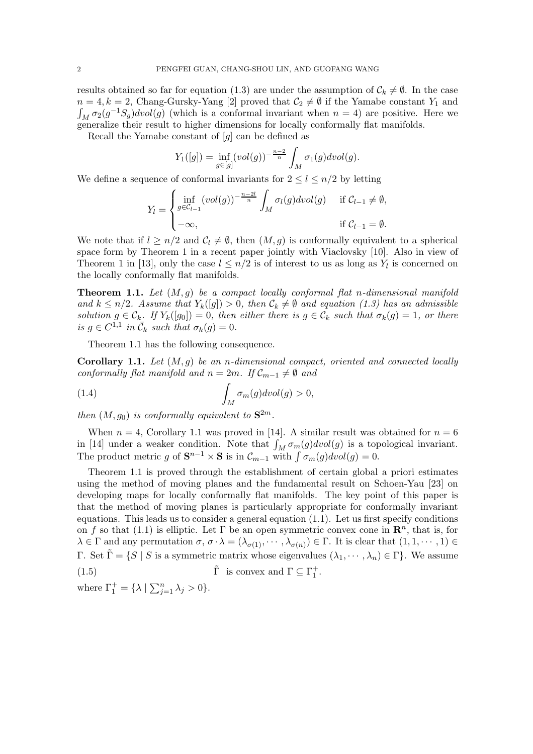results obtained so far for equation (1.3) are under the assumption of $\mathcal{C}_k \neq \emptyset$. In the case $n = 4, k = 2$, Chang-Gursky-Yang [2] proved that $\mathcal{C}_2 \neq \emptyset$ if the Yamabe constant $Y_1$ and $\int_M \sigma_2(g^{-1}S_g)dvol(g)$ (which is a conformal invariant when $n = 4$) are positive. Here we generalize their result to higher dimensions for locally conformally flat manifolds.

Recall the Yamabe constant of $[g]$ can be defined as

$$Y_1([g]) = \inf_{g\in[g]} (vol(g))^{-\frac{n-2}{n}} \int_M \sigma_1(g)dvol(g).$$

We define a sequence of conformal invariants for $2 \leq l \leq n/2$ by letting

$$Y_l = \begin{cases} \inf_{g\in\mathcal{C}_{l-1}} (vol(g))^{-\frac{n-2l}{n}} \int_M \sigma_l(g)dvol(g) & \text{if } \mathcal{C}_{l-1} \neq \emptyset, \\ -\infty, & \text{if } \mathcal{C}_{l-1} = \emptyset. \end{cases}$$

We note that if $l \geq n/2$ and $\mathcal{C}_l \neq \emptyset$, then $(M, g)$ is conformally equivalent to a spherical space form by Theorem 1 in a recent paper jointly with Viaclovsky [10]. Also in view of Theorem 1 in [13], only the case $l \leq n/2$ is of interest to us as long as $Y_l$ is concerned on the locally conformally flat manifolds.

**Theorem 1.1.** *Let $(M, g)$ be a compact locally conformal flat $n$-dimensional manifold and $k \leq n/2$. Assume that $Y_k([g]) > 0$, then $\mathcal{C}_k \neq \emptyset$ and equation (1.3) has an admissible solution $g \in \mathcal{C}_k$. If $Y_k([g_0]) = 0$, then either there is $g \in \mathcal{C}_k$ such that $\sigma_k(g) = 1$, or there is $g \in C^{1,1}$ in $\bar{\mathcal{C}}_k$ such that $\sigma_k(g) = 0$.*

Theorem 1.1 has the following consequence.

**Corollary 1.1.** *Let $(M, g)$ be an $n$-dimensional compact, oriented and connected locally conformally flat manifold and $n = 2m$. If $\mathcal{C}_{m-1} \neq \emptyset$ and*

$$\int_M \sigma_m(g)dvol(g) > 0, \tag{1.4}$$

*then $(M, g_0)$ is conformally equivalent to $\mathbf{S}^{2m}$.*

When $n = 4$, Corollary 1.1 was proved in [14]. A similar result was obtained for $n = 6$ in [14] under a weaker condition. Note that $\int_M \sigma_m(g)dvol(g)$ is a topological invariant. The product metric $g$ of $\mathbf{S}^{n-1} \times \mathbf{S}$ is in $\mathcal{C}_{m-1}$ with $\int \sigma_m(g)dvol(g) = 0$.

Theorem 1.1 is proved through the establishment of certain global a priori estimates using the method of moving planes and the fundamental result on Schoen-Yau [23] on developing maps for locally conformally flat manifolds. The key point of this paper is that the method of moving planes is particularly appropriate for conformally invariant equations. This leads us to consider a general equation (1.1). Let us first specify conditions on $f$ so that (1.1) is elliptic. Let $\Gamma$ be an open symmetric convex cone in $\mathbf{R}^n$, that is, for $\lambda \in \Gamma$ and any permutation $\sigma$, $\sigma \cdot \lambda = (\lambda_{\sigma(1)}, \cdots, \lambda_{\sigma(n)}) \in \Gamma$. It is clear that $(1, 1, \cdots, 1) \in \Gamma$. Set $\tilde{\Gamma} = \{S \mid S$ is a symmetric matrix whose eigenvalues $(\lambda_1, \cdots, \lambda_n) \in \Gamma\}$. We assume

$$\tilde{\Gamma} \text{ is convex and } \Gamma \subseteq \Gamma_1^+. \tag{1.5}$$

where $\Gamma_1^+ = \{\lambda \mid \sum_{j=1}^n \lambda_j > 0\}$.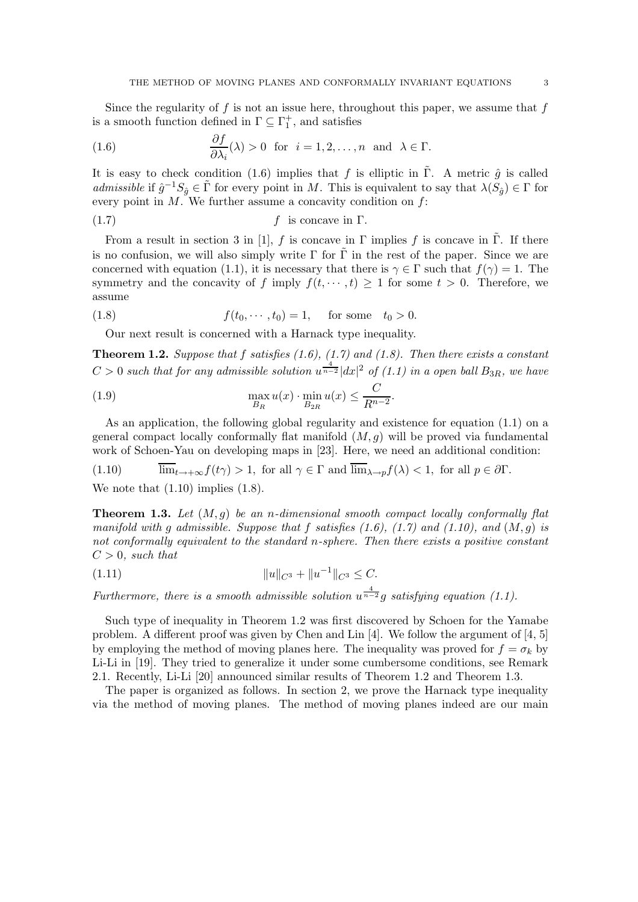Since the regularity of $f$ is not an issue here, throughout this paper, we assume that $f$ is a smooth function defined in $\Gamma \subseteq \Gamma_1^+$, and satisfies

$$\frac{\partial f}{\partial \lambda_i}(\lambda) > 0 \quad \text{for} \quad i = 1, 2, \dots, n \quad \text{and} \quad \lambda \in \Gamma. \tag{1.6}$$

It is easy to check condition (1.6) implies that $f$ is elliptic in $\tilde{\Gamma}$. A metric $\hat{g}$ is called *admissible* if $\hat{g}^{-1} S_{\hat{g}} \in \tilde{\Gamma}$ for every point in $M$. This is equivalent to say that $\lambda(S_{\hat{g}}) \in \Gamma$ for every point in $M$. We further assume a concavity condition on $f$:

$$f \quad \text{is concave in } \Gamma. \tag{1.7}$$

From a result in section 3 in [1], $f$ is concave in $\Gamma$ implies $f$ is concave in $\tilde{\Gamma}$. If there is no confusion, we will also simply write $\Gamma$ for $\tilde{\Gamma}$ in the rest of the paper. Since we are concerned with equation (1.1), it is necessary that there is $\gamma \in \Gamma$ such that $f(\gamma) = 1$. The symmetry and the concavity of $f$ imply $f(t, \cdots, t) \geq 1$ for some $t > 0$. Therefore, we assume

$$f(t_0, \cdots, t_0) = 1, \quad \text{for some} \quad t_0 > 0. \tag{1.8}$$

Our next result is concerned with a Harnack type inequality.

**Theorem 1.2.** *Suppose that $f$ satisfies (1.6), (1.7) and (1.8). Then there exists a constant $C > 0$ such that for any admissible solution $u^{\frac{4}{n-2}}|dx|^2$ of (1.1) in a open ball $B_{3R}$, we have*

$$\max_{B_R} u(x) \cdot \min_{B_{2R}} u(x) \leq \frac{C}{R^{n-2}}. \tag{1.9}$$

As an application, the following global regularity and existence for equation (1.1) on a general compact locally conformally flat manifold $(M, g)$ will be proved via fundamental work of Schoen-Yau on developing maps in [23]. Here, we need an additional condition:

$$\overline{\lim}_{t \to +\infty} f(t\gamma) > 1, \text{ for all } \gamma \in \Gamma \text{ and } \overline{\lim}_{\lambda \to p} f(\lambda) < 1, \text{ for all } p \in \partial\Gamma. \tag{1.10}$$

We note that (1.10) implies (1.8).

**Theorem 1.3.** *Let $(M, g)$ be an $n$-dimensional smooth compact locally conformally flat manifold with $g$ admissible. Suppose that $f$ satisfies (1.6), (1.7) and (1.10), and $(M, g)$ is not conformally equivalent to the standard $n$-sphere. Then there exists a positive constant $C > 0$, such that*

$$\|u\|_{C^3} + \|u^{-1}\|_{C^3} \leq C. \tag{1.11}$$

*Furthermore, there is a smooth admissible solution $u^{\frac{4}{n-2}} g$ satisfying equation (1.1).*

Such type of inequality in Theorem 1.2 was first discovered by Schoen for the Yamabe problem. A different proof was given by Chen and Lin [4]. We follow the argument of [4, 5] by employing the method of moving planes here. The inequality was proved for $f = \sigma_k$ by Li-Li in [19]. They tried to generalize it under some cumbersome conditions, see Remark 2.1. Recently, Li-Li [20] announced similar results of Theorem 1.2 and Theorem 1.3.

The paper is organized as follows. In section 2, we prove the Harnack type inequality via the method of moving planes. The method of moving planes indeed are our main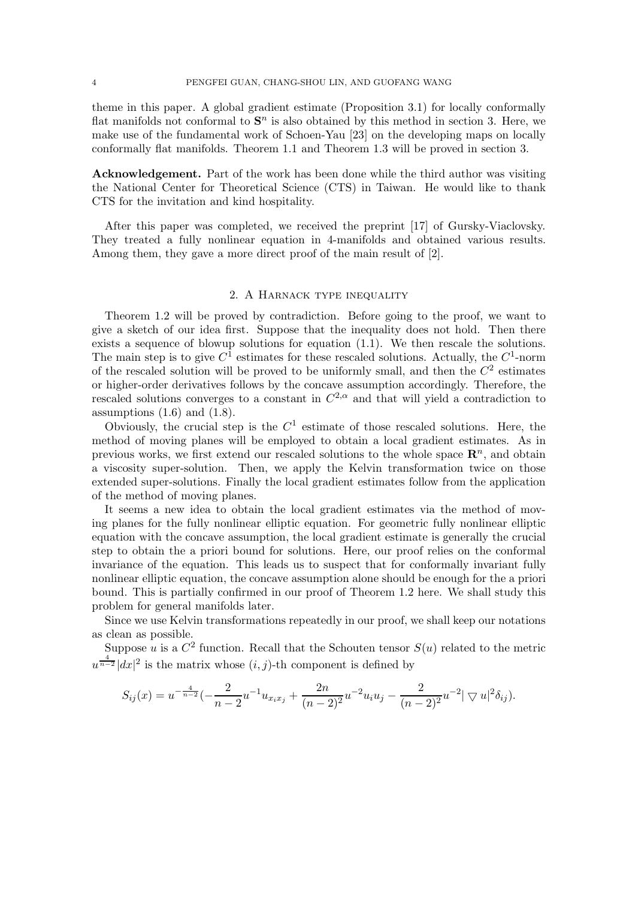theme in this paper. A global gradient estimate (Proposition 3.1) for locally conformally flat manifolds not conformal to $\mathbf{S}^n$ is also obtained by this method in section 3. Here, we make use of the fundamental work of Schoen-Yau [23] on the developing maps on locally conformally flat manifolds. Theorem 1.1 and Theorem 1.3 will be proved in section 3.

**Acknowledgement.** Part of the work has been done while the third author was visiting the National Center for Theoretical Science (CTS) in Taiwan. He would like to thank CTS for the invitation and kind hospitality.

After this paper was completed, we received the preprint [17] of Gursky-Viaclovsky. They treated a fully nonlinear equation in 4-manifolds and obtained various results. Among them, they gave a more direct proof of the main result of [2].

## 2. A Harnack type inequality

Theorem 1.2 will be proved by contradiction. Before going to the proof, we want to give a sketch of our idea first. Suppose that the inequality does not hold. Then there exists a sequence of blowup solutions for equation (1.1). We then rescale the solutions. The main step is to give $C^1$ estimates for these rescaled solutions. Actually, the $C^1$-norm of the rescaled solution will be proved to be uniformly small, and then the $C^2$ estimates or higher-order derivatives follows by the concave assumption accordingly. Therefore, the rescaled solutions converges to a constant in $C^{2,\alpha}$ and that will yield a contradiction to assumptions (1.6) and (1.8).

Obviously, the crucial step is the $C^1$ estimate of those rescaled solutions. Here, the method of moving planes will be employed to obtain a local gradient estimates. As in previous works, we first extend our rescaled solutions to the whole space $\mathbf{R}^n$, and obtain a viscosity super-solution. Then, we apply the Kelvin transformation twice on those extended super-solutions. Finally the local gradient estimates follow from the application of the method of moving planes.

It seems a new idea to obtain the local gradient estimates via the method of moving planes for the fully nonlinear elliptic equation. For geometric fully nonlinear elliptic equation with the concave assumption, the local gradient estimate is generally the crucial step to obtain the a priori bound for solutions. Here, our proof relies on the conformal invariance of the equation. This leads us to suspect that for conformally invariant fully nonlinear elliptic equation, the concave assumption alone should be enough for the a priori bound. This is partially confirmed in our proof of Theorem 1.2 here. We shall study this problem for general manifolds later.

Since we use Kelvin transformations repeatedly in our proof, we shall keep our notations as clean as possible.

Suppose $u$ is a $C^2$ function. Recall that the Schouten tensor $S(u)$ related to the metric $u^{\frac{4}{n-2}}|dx|^2$ is the matrix whose $(i,j)$-th component is defined by

$$S_{ij}(x) = u^{-\frac{4}{n-2}}\left(-\frac{2}{n-2}u^{-1}u_{x_ix_j} + \frac{2n}{(n-2)^2}u^{-2}u_iu_j - \frac{2}{(n-2)^2}u^{-2}|\bigtriangledown u|^2\delta_{ij}\right).$$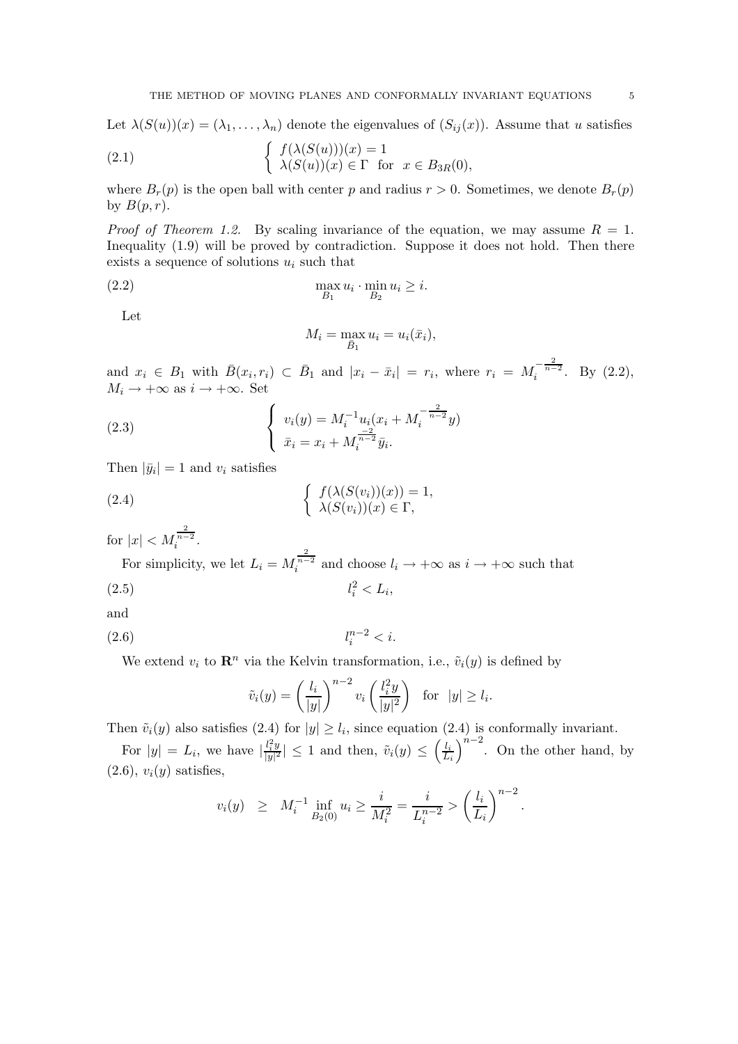Let $\lambda(S(u))(x) = (\lambda_1, \dots, \lambda_n)$ denote the eigenvalues of $(S_{ij}(x))$. Assume that $u$ satisfies

$$
\left\{ \begin{array}{l} f(\lambda(S(u)))(x) = 1 \\ \lambda(S(u))(x) \in \Gamma \ \text{ for } \ x \in B_{3R}(0), \end{array} \right. \tag{2.1}
$$

where $B_r(p)$ is the open ball with center $p$ and radius $r > 0$. Sometimes, we denote $B_r(p)$ by $B(p, r)$.

*Proof of Theorem 1.2.* By scaling invariance of the equation, we may assume $R = 1$. Inequality (1.9) will be proved by contradiction. Suppose it does not hold. Then there exists a sequence of solutions $u_i$ such that

$$
\max_{B_1} u_i \cdot \min_{B_2} u_i \geq i. \tag{2.2}
$$

Let

$$
M_i = \max_{\bar{B}_1} u_i = u_i(\bar{x}_i),
$$

and $x_i \in B_1$ with $\bar{B}(x_i, r_i) \subset \bar{B}_1$ and $|x_i - \bar{x}_i| = r_i$, where $r_i = M_i^{-\frac{2}{n-2}}$. By (2.2), $M_i \to +\infty$ as $i \to +\infty$. Set

$$
\left\{ \begin{array}{l} v_i(y) = M_i^{-1} u_i(x_i + M_i^{-\frac{2}{n-2}} y) \\ \bar{x}_i = x_i + M_i^{\frac{-2}{n-2}} \bar{y}_i. \end{array} \right. \tag{2.3}
$$

Then $|\bar{y}_i| = 1$ and $v_i$ satisfies

$$
\left\{ \begin{array}{l} f(\lambda(S(v_i))(x)) = 1, \\ \lambda(S(v_i))(x) \in \Gamma, \end{array} \right. \tag{2.4}
$$

for $|x| < M_i^{\frac{2}{n-2}}$.

For simplicity, we let $L_i = M_i^{\frac{2}{n-2}}$ and choose $l_i \to +\infty$ as $i \to +\infty$ such that

$$
l_i^2 < L_i, \tag{2.5}
$$

and

$$
l_i^{n-2} < i. \tag{2.6}
$$

We extend $v_i$ to $\mathbf{R}^n$ via the Kelvin transformation, i.e., $\tilde{v}_i(y)$ is defined by

$$
\tilde{v}_i(y) = \left( \frac{l_i}{|y|} \right)^{n-2} v_i \left( \frac{l_i^2 y}{|y|^2} \right) \quad \text{for} \quad |y| \geq l_i.
$$

Then $\tilde{v}_i(y)$ also satisfies (2.4) for $|y| \geq l_i$, since equation (2.4) is conformally invariant.

For $|y| = L_i$, we have $|\frac{l_i^2 y}{|y|^2}| \leq 1$ and then, $\tilde{v}_i(y) \leq \left( \frac{l_i}{L_i} \right)^{n-2}$. On the other hand, by (2.6), $v_i(y)$ satisfies,

$$
v_i(y) \ \ \geq \ \ M_i^{-1} \inf_{B_2(0)} u_i \geq \frac{i}{M_i^2} = \frac{i}{L_i^{n-2}} > \left( \frac{l_i}{L_i} \right)^{n-2}.
$$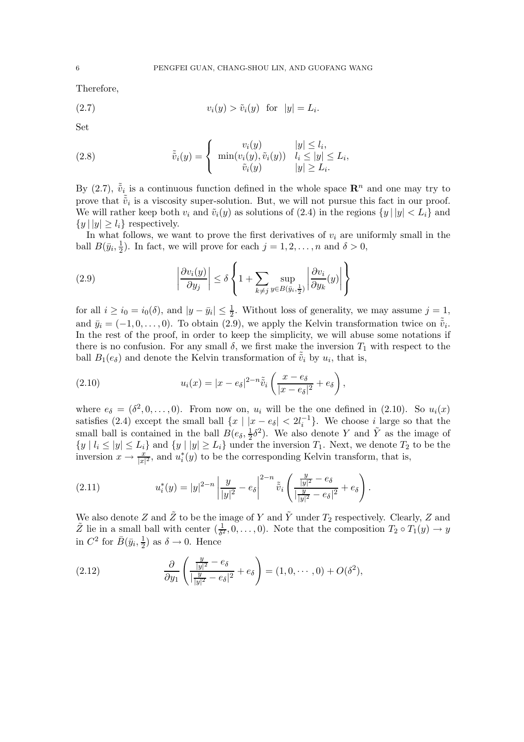Therefore,

$$v_i(y) > \tilde{v}_i(y) \quad \text{for} \quad |y| = L_i. \tag{2.7}$$

Set

$$\tilde{\tilde{v}}_i(y) = \begin{cases} v_i(y) & |y| \le l_i, \\ \min(v_i(y), \tilde{v}_i(y)) & l_i \le |y| \le L_i, \\ \tilde{v}_i(y) & |y| \ge L_i. \end{cases} \tag{2.8}$$

By (2.7), $\tilde{\tilde{v}}_i$ is a continuous function defined in the whole space $\mathbf{R}^n$ and one may try to prove that $\tilde{\tilde{v}}_i$ is a viscosity super-solution. But, we will not pursue this fact in our proof. We will rather keep both $v_i$ and $\tilde{v}_i(y)$ as solutions of (2.4) in the regions $\{y \,|\, |y| < L_i\}$ and $\{y \,|\, |y| \ge l_i\}$ respectively.

In what follows, we want to prove the first derivatives of $v_i$ are uniformly small in the ball $B(\bar{y}_i, \frac{1}{2})$. In fact, we will prove for each $j = 1, 2, \ldots, n$ and $\delta > 0$,

$$\left| \frac{\partial v_i(y)}{\partial y_j} \right| \le \delta \left\{ 1 + \sum_{k \ne j} \sup_{y \in B(\bar{y}_i, \frac{1}{2})} \left| \frac{\partial v_i}{\partial y_k}(y) \right| \right\} \tag{2.9}$$

for all $i \ge i_0 = i_0(\delta)$, and $|y - \bar{y}_i| \le \frac{1}{2}$. Without loss of generality, we may assume $j = 1$, and $\bar{y}_i = (-1, 0, \ldots, 0)$. To obtain (2.9), we apply the Kelvin transformation twice on $\tilde{\tilde{v}}_i$. In the rest of the proof, in order to keep the simplicity, we will abuse some notations if there is no confusion. For any small $\delta$, we first make the inversion $T_1$ with respect to the ball $B_1(e_\delta)$ and denote the Kelvin transformation of $\tilde{\tilde{v}}_i$ by $u_i$, that is,

$$u_i(x) = |x - e_\delta|^{2-n} \tilde{\tilde{v}}_i \left( \frac{x - e_\delta}{|x - e_\delta|^2} + e_\delta \right), \tag{2.10}$$

where $e_\delta = (\delta^2, 0, \ldots, 0)$. From now on, $u_i$ will be the one defined in (2.10). So $u_i(x)$ satisfies (2.4) except the small ball $\{x \mid |x - e_\delta| < 2l_i^{-1}\}$. We choose $i$ large so that the small ball is contained in the ball $B(e_\delta, \frac{1}{2}\delta^2)$. We also denote $Y$ and $\tilde{Y}$ as the image of $\{y \mid l_i \le |y| \le L_i\}$ and $\{y \mid |y| \ge L_i\}$ under the inversion $T_1$. Next, we denote $T_2$ to be the inversion $x \to \frac{x}{|x|^2}$, and $u_i^*(y)$ to be the corresponding Kelvin transform, that is,

$$u_i^*(y) = |y|^{2-n} \left| \frac{y}{|y|^2} - e_\delta \right|^{2-n} \tilde{\tilde{v}}_i \left( \frac{\frac{y}{|y|^2} - e_\delta}{|\frac{y}{|y|^2} - e_\delta|^2} + e_\delta \right). \tag{2.11}$$

We also denote $Z$ and $\tilde{Z}$ to be the image of $Y$ and $\tilde{Y}$ under $T_2$ respectively. Clearly, $Z$ and $\tilde{Z}$ lie in a small ball with center $(\frac{1}{\delta^2}, 0, \ldots, 0)$. Note that the composition $T_2 \circ T_1(y) \to y$ in $C^2$ for $\bar{B}(\bar{y}_i, \frac{1}{2})$ as $\delta \to 0$. Hence

$$\frac{\partial}{\partial y_1} \left( \frac{\frac{y}{|y|^2} - e_\delta}{|\frac{y}{|y|^2} - e_\delta|^2} + e_\delta \right) = (1, 0, \cdots, 0) + O(\delta^2), \tag{2.12}$$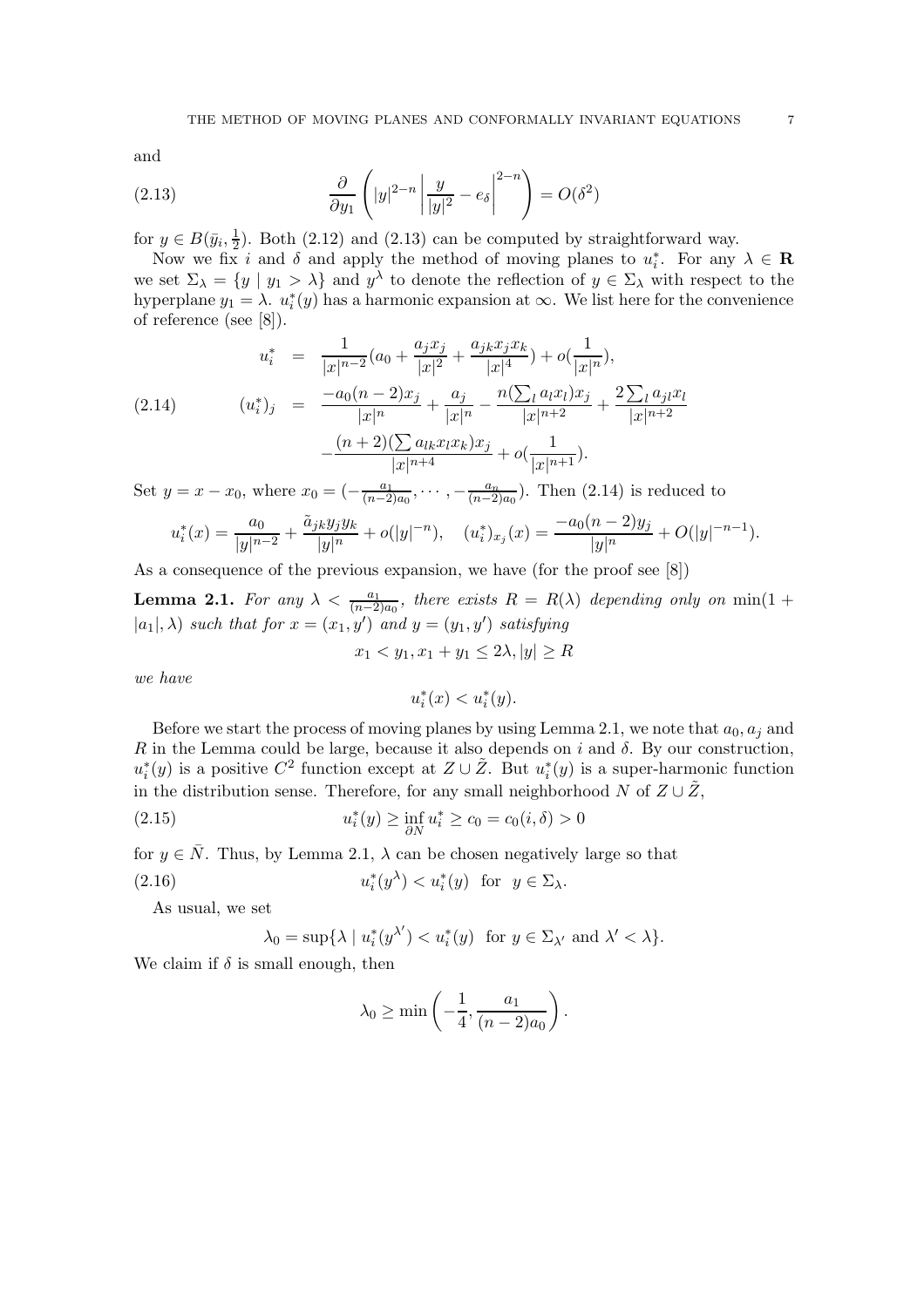and

$$\frac{\partial}{\partial y_1}\left(|y|^{2-n}\left|\frac{y}{|y|^2}-e_\delta\right|^{2-n}\right)=O(\delta^2) \tag{2.13}$$

for $y \in B(\bar{y}_i, \frac{1}{2})$. Both (2.12) and (2.13) can be computed by straightforward way.

Now we fix $i$ and $\delta$ and apply the method of moving planes to $u_i^*$. For any $\lambda \in \mathbf{R}$ we set $\Sigma_\lambda = \{y \mid y_1 > \lambda\}$ and $y^\lambda$ to denote the reflection of $y \in \Sigma_\lambda$ with respect to the hyperplane $y_1 = \lambda$. $u_i^*(y)$ has a harmonic expansion at $\infty$. We list here for the convenience of reference (see [8]).

$$\begin{aligned} u_i^* &= \frac{1}{|x|^{n-2}}(a_0 + \frac{a_j x_j}{|x|^2} + \frac{a_{jk}x_j x_k}{|x|^4}) + o(\frac{1}{|x|^n}), \\ (u_i^*)_j &= \frac{-a_0(n-2)x_j}{|x|^n} + \frac{a_j}{|x|^n} - \frac{n(\sum_l a_l x_l)x_j}{|x|^{n+2}} + \frac{2\sum_l a_{jl}x_l}{|x|^{n+2}} \\ &\quad - \frac{(n+2)(\sum a_{lk}x_l x_k)x_j}{|x|^{n+4}} + o(\frac{1}{|x|^{n+1}}). \end{aligned} \tag{2.14}$$

Set $y = x - x_0$, where $x_0 = (-\frac{a_1}{(n-2)a_0}, \cdots, -\frac{a_n}{(n-2)a_0})$. Then (2.14) is reduced to

$$u_i^*(x) = \frac{a_0}{|y|^{n-2}} + \frac{\tilde{a}_{jk}y_j y_k}{|y|^n} + o(|y|^{-n}), \quad (u_i^*)_{x_j}(x) = \frac{-a_0(n-2)y_j}{|y|^n} + O(|y|^{-n-1}).$$

As a consequence of the previous expansion, we have (for the proof see [8])

**Lemma 2.1.** *For any $\lambda < \frac{a_1}{(n-2)a_0}$, there exists $R = R(\lambda)$ depending only on $\min(1+|a_1|, \lambda)$ such that for $x = (x_1, y')$ and $y = (y_1, y')$ satisfying*

$$x_1 < y_1, x_1 + y_1 \leq 2\lambda, |y| \geq R$$

*we have*

$$u_i^*(x) < u_i^*(y).$$

Before we start the process of moving planes by using Lemma 2.1, we note that $a_0, a_j$ and $R$ in the Lemma could be large, because it also depends on $i$ and $\delta$. By our construction, $u_i^*(y)$ is a positive $C^2$ function except at $Z \cup \tilde{Z}$. But $u_i^*(y)$ is a super-harmonic function in the distribution sense. Therefore, for any small neighborhood $N$ of $Z \cup \tilde{Z}$,

$$u_i^*(y) \geq \inf_{\partial N} u_i^* \geq c_0 = c_0(i,\delta) > 0 \tag{2.15}$$

for $y \in \bar{N}$. Thus, by Lemma 2.1, $\lambda$ can be chosen negatively large so that

$$u_i^*(y^\lambda) < u_i^*(y) \quad \text{for} \quad y \in \Sigma_\lambda. \tag{2.16}$$

As usual, we set

$$\lambda_0 = \sup\{\lambda \mid u_i^*(y^{\lambda'}) < u_i^*(y) \ \text{ for } y \in \Sigma_{\lambda'} \text{ and } \lambda' < \lambda\}.$$

We claim if $\delta$ is small enough, then

$$\lambda_0 \geq \min\left(-\frac{1}{4}, \frac{a_1}{(n-2)a_0}\right).$$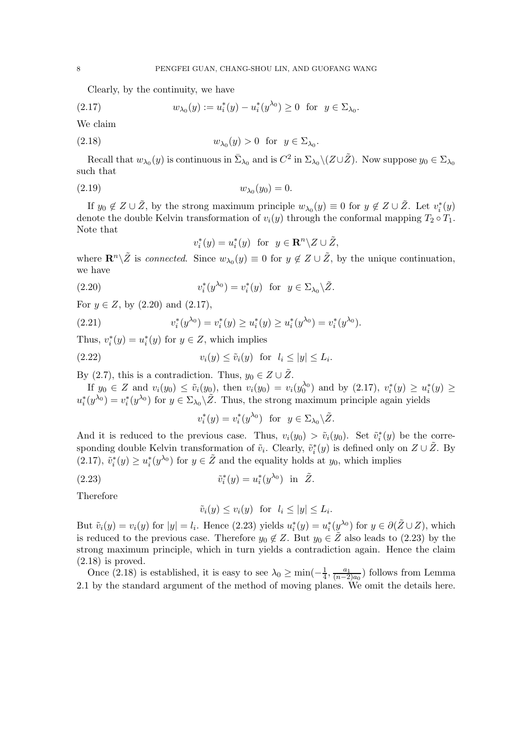Clearly, by the continuity, we have

$$w_{\lambda_0}(y) := u_i^*(y) - u_i^*(y^{\lambda_0}) \geq 0 \ \text{ for } \ y \in \Sigma_{\lambda_0}. \tag{2.17}$$

We claim

$$w_{\lambda_0}(y) > 0 \ \text{ for } \ y \in \Sigma_{\lambda_0}. \tag{2.18}$$

Recall that $w_{\lambda_0}(y)$ is continuous in $\bar{\Sigma}_{\lambda_0}$ and is $C^2$ in $\Sigma_{\lambda_0} \backslash (Z \cup \tilde{Z})$. Now suppose $y_0 \in \Sigma_{\lambda_0}$ such that

$$w_{\lambda_0}(y_0) = 0. \tag{2.19}$$

If $y_0 \notin Z \cup \tilde{Z}$, by the strong maximum principle $w_{\lambda_0}(y) \equiv 0$ for $y \notin Z \cup \tilde{Z}$. Let $v_i^*(y)$ denote the double Kelvin transformation of $v_i(y)$ through the conformal mapping $T_2 \circ T_1$. Note that

$$v_i^*(y) = u_i^*(y) \ \text{ for } \ y \in \mathbf{R}^n \backslash Z \cup \tilde{Z},$$

where $\mathbf{R}^n \backslash \tilde{Z}$ is *connected*. Since $w_{\lambda_0}(y) \equiv 0$ for $y \notin Z \cup \tilde{Z}$, by the unique continuation, we have

$$v_i^*(y^{\lambda_0}) = v_i^*(y) \ \text{ for } \ y \in \Sigma_{\lambda_0} \backslash \tilde{Z}. \tag{2.20}$$

For $y \in Z$, by (2.20) and (2.17),

$$v_i^*(y^{\lambda_0}) = v_i^*(y) \geq u_i^*(y) \geq u_i^*(y^{\lambda_0}) = v_i^*(y^{\lambda_0}). \tag{2.21}$$

Thus, $v_i^*(y) = u_i^*(y)$ for $y \in Z$, which implies

$$v_i(y) \leq \tilde{v}_i(y) \ \text{ for } \ l_i \leq |y| \leq L_i. \tag{2.22}$$

By (2.7), this is a contradiction. Thus, $y_0 \in Z \cup \tilde{Z}$.

If $y_0 \in Z$ and $v_i(y_0) \leq \tilde{v}_i(y_0)$, then $v_i(y_0) = v_i(y_0^{\lambda_0})$ and by (2.17), $v_i^*(y) \geq u_i^*(y) \geq u_i^*(y^{\lambda_0}) = v_i^*(y^{\lambda_0})$ for $y \in \Sigma_{\lambda_0} \backslash \tilde{Z}$. Thus, the strong maximum principle again yields

$$v_i^*(y) = v_i^*(y^{\lambda_0}) \ \text{ for } \ y \in \Sigma_{\lambda_0} \backslash \tilde{Z}.$$

And it is reduced to the previous case. Thus, $v_i(y_0) > \tilde{v}_i(y_0)$. Set $\tilde{v}_i^*(y)$ be the corresponding double Kelvin transformation of $\tilde{v}_i$. Clearly, $\tilde{v}_i^*(y)$ is defined only on $Z \cup \tilde{Z}$. By (2.17), $\tilde{v}_i^*(y) \geq u_i^*(y^{\lambda_0})$ for $y \in \tilde{Z}$ and the equality holds at $y_0$, which implies

$$\tilde{v}_i^*(y) = u_i^*(y^{\lambda_0}) \ \text{ in } \ \tilde{Z}. \tag{2.23}$$

Therefore

$$\tilde{v}_i(y) \leq v_i(y) \ \text{ for } \ l_i \leq |y| \leq L_i.$$

But $\tilde{v}_i(y) = v_i(y)$ for $|y| = l_i$. Hence (2.23) yields $u_i^*(y) = u_i^*(y^{\lambda_0})$ for $y \in \partial(\tilde{Z} \cup Z)$, which is reduced to the previous case. Therefore $y_0 \notin Z$. But $y_0 \in \tilde{Z}$ also leads to (2.23) by the strong maximum principle, which in turn yields a contradiction again. Hence the claim (2.18) is proved.

Once (2.18) is established, it is easy to see $\lambda_0 \geq \min(-\frac{1}{4}, \frac{a_1}{(n-2)a_0})$ follows from Lemma 2.1 by the standard argument of the method of moving planes. We omit the details here.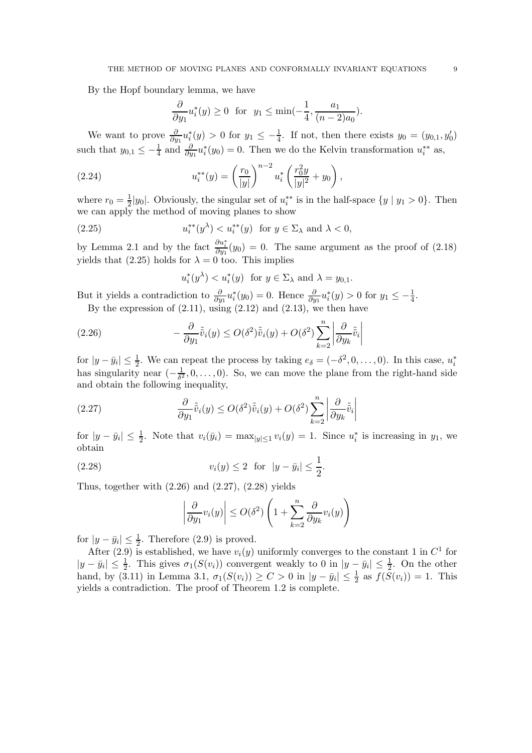By the Hopf boundary lemma, we have

$$\frac{\partial}{\partial y_1}u_i^*(y) \geq 0 \quad \text{for} \quad y_1 \leq \min(-\frac{1}{4}, \frac{a_1}{(n-2)a_0}).$$

We want to prove $\frac{\partial}{\partial y_1}u_i^*(y) > 0$ for $y_1 \leq -\frac{1}{4}$. If not, then there exists $y_0 = (y_{0,1}, y_0')$ such that $y_{0,1} \leq -\frac{1}{4}$ and $\frac{\partial}{\partial y_1}u_i^*(y_0) = 0$. Then we do the Kelvin transformation $u_i^{**}$ as,

$$u_i^{**}(y) = \left(\frac{r_0}{|y|}\right)^{n-2} u_i^*\left(\frac{r_0^2 y}{|y|^2} + y_0\right), \tag{2.24}$$

where $r_0 = \frac{1}{2}|y_0|$. Obviously, the singular set of $u_i^{**}$ is in the half-space $\{y \mid y_1 > 0\}$. Then we can apply the method of moving planes to show

$$u_i^{**}(y^\lambda) < u_i^{**}(y) \quad \text{for } y \in \Sigma_\lambda \text{ and } \lambda < 0, \tag{2.25}$$

by Lemma 2.1 and by the fact $\frac{\partial u_i^*}{\partial y_1}(y_0) = 0$. The same argument as the proof of (2.18) yields that (2.25) holds for $\lambda = 0$ too. This implies

$$u_i^*(y^\lambda) < u_i^*(y) \quad \text{for } y \in \Sigma_\lambda \text{ and } \lambda = y_{0,1}.$$

But it yields a contradiction to $\frac{\partial}{\partial y_1}u_i^*(y_0) = 0$. Hence $\frac{\partial}{\partial y_1}u_i^*(y) > 0$ for $y_1 \leq -\frac{1}{4}$.

By the expression of (2.11), using (2.12) and (2.13), we then have

$$-\frac{\partial}{\partial y_1}\tilde{\tilde{v}}_i(y) \leq O(\delta^2)\tilde{\tilde{v}}_i(y) + O(\delta^2)\sum_{k=2}^{n}\left|\frac{\partial}{\partial y_k}\tilde{\tilde{v}}_i\right| \tag{2.26}$$

for $|y - \bar{y}_i| \leq \frac{1}{2}$. We can repeat the process by taking $e_\delta = (-\delta^2, 0, \ldots, 0)$. In this case, $u_i^*$ has singularity near $(-\frac{1}{\delta^2}, 0, \ldots, 0)$. So, we can move the plane from the right-hand side and obtain the following inequality,

$$\frac{\partial}{\partial y_1}\tilde{\tilde{v}}_i(y) \leq O(\delta^2)\tilde{\tilde{v}}_i(y) + O(\delta^2)\sum_{k=2}^{n}\left|\frac{\partial}{\partial y_k}\tilde{\tilde{v}}_i\right| \tag{2.27}$$

for $|y - \bar{y}_i| \leq \frac{1}{2}$. Note that $v_i(\bar{y}_i) = \max_{|y|\leq 1} v_i(y) = 1$. Since $u_i^*$ is increasing in $y_1$, we obtain

$$v_i(y) \leq 2 \quad \text{for} \quad |y - \bar{y}_i| \leq \frac{1}{2}. \tag{2.28}$$

Thus, together with (2.26) and (2.27), (2.28) yields

$$\left|\frac{\partial}{\partial y_1}v_i(y)\right| \leq O(\delta^2)\left(1 + \sum_{k=2}^{n}\frac{\partial}{\partial y_k}v_i(y)\right)$$

for $|y - \bar{y}_i| \leq \frac{1}{2}$. Therefore (2.9) is proved.

After (2.9) is established, we have $v_i(y)$ uniformly converges to the constant 1 in $C^1$ for $|y - \bar{y}_i| \leq \frac{1}{2}$. This gives $\sigma_1(S(v_i))$ convergent weakly to 0 in $|y - \bar{y}_i| \leq \frac{1}{2}$. On the other hand, by (3.11) in Lemma 3.1, $\sigma_1(S(v_i)) \geq C > 0$ in $|y - \bar{y}_i| \leq \frac{1}{2}$ as $f(S(v_i)) = 1$. This yields a contradiction. The proof of Theorem 1.2 is complete.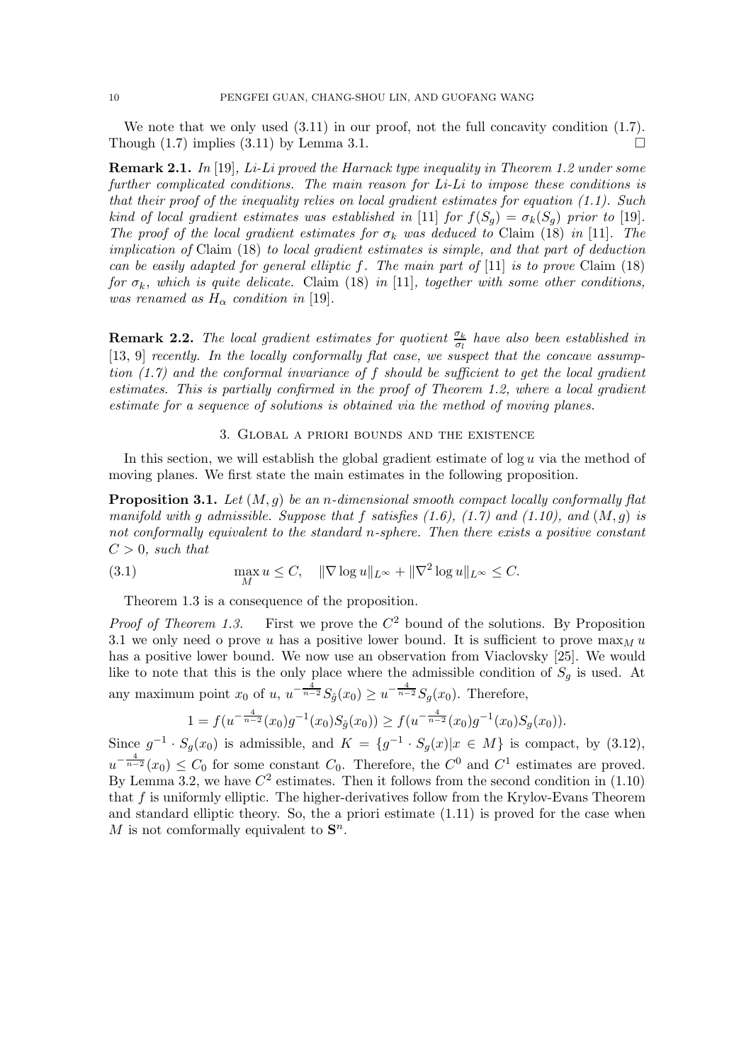We note that we only used (3.11) in our proof, not the full concavity condition (1.7). Though (1.7) implies (3.11) by Lemma 3.1. □

**Remark 2.1.** *In* [19]*, Li-Li proved the Harnack type inequality in Theorem 1.2 under some further complicated conditions. The main reason for Li-Li to impose these conditions is that their proof of the inequality relies on local gradient estimates for equation (1.1). Such kind of local gradient estimates was established in* [11] *for $f(S_g) = \sigma_k(S_g)$ prior to* [19]*. The proof of the local gradient estimates for $\sigma_k$ was deduced to* Claim (18) *in* [11]*. The implication of* Claim (18) *to local gradient estimates is simple, and that part of deduction can be easily adapted for general elliptic $f$. The main part of* [11] *is to prove* Claim (18) *for $\sigma_k$, which is quite delicate.* Claim (18) *in* [11]*, together with some other conditions, was renamed as $H_\alpha$ condition in* [19]*.*

**Remark 2.2.** *The local gradient estimates for quotient $\frac{\sigma_k}{\sigma_l}$ have also been established in* [13, 9] *recently. In the locally conformally flat case, we suspect that the concave assumption (1.7) and the conformal invariance of $f$ should be sufficient to get the local gradient estimates. This is partially confirmed in the proof of Theorem 1.2, where a local gradient estimate for a sequence of solutions is obtained via the method of moving planes.*

## 3. Global a priori bounds and the existence

In this section, we will establish the global gradient estimate of $\log u$ via the method of moving planes. We first state the main estimates in the following proposition.

**Proposition 3.1.** *Let $(M, g)$ be an $n$-dimensional smooth compact locally conformally flat manifold with $g$ admissible. Suppose that $f$ satisfies (1.6), (1.7) and (1.10), and $(M, g)$ is not conformally equivalent to the standard $n$-sphere. Then there exists a positive constant $C > 0$, such that*

$$\max_M u \le C, \quad \|\nabla \log u\|_{L^\infty} + \|\nabla^2 \log u\|_{L^\infty} \le C. \tag{3.1}$$

Theorem 1.3 is a consequence of the proposition.

*Proof of Theorem 1.3.* First we prove the $C^2$ bound of the solutions. By Proposition 3.1 we only need o prove $u$ has a positive lower bound. It is sufficient to prove $\max_M u$ has a positive lower bound. We now use an observation from Viaclovsky [25]. We would like to note that this is the only place where the admissible condition of $S_g$ is used. At any maximum point $x_0$ of $u$, $u^{-\frac{4}{n-2}} S_{\hat{g}}(x_0) \ge u^{-\frac{4}{n-2}} S_g(x_0)$. Therefore,

$$1 = f(u^{-\frac{4}{n-2}}(x_0) g^{-1}(x_0) S_{\hat{g}}(x_0)) \ge f(u^{-\frac{4}{n-2}}(x_0) g^{-1}(x_0) S_g(x_0)).$$

Since $g^{-1} \cdot S_g(x_0)$ is admissible, and $K = \{g^{-1} \cdot S_g(x) | x \in M\}$ is compact, by (3.12), $u^{-\frac{4}{n-2}}(x_0) \le C_0$ for some constant $C_0$. Therefore, the $C^0$ and $C^1$ estimates are proved. By Lemma 3.2, we have $C^2$ estimates. Then it follows from the second condition in (1.10) that $f$ is uniformly elliptic. The higher-derivatives follow from the Krylov-Evans Theorem and standard elliptic theory. So, the a priori estimate (1.11) is proved for the case when $M$ is not comformally equivalent to $\mathbf{S}^n$.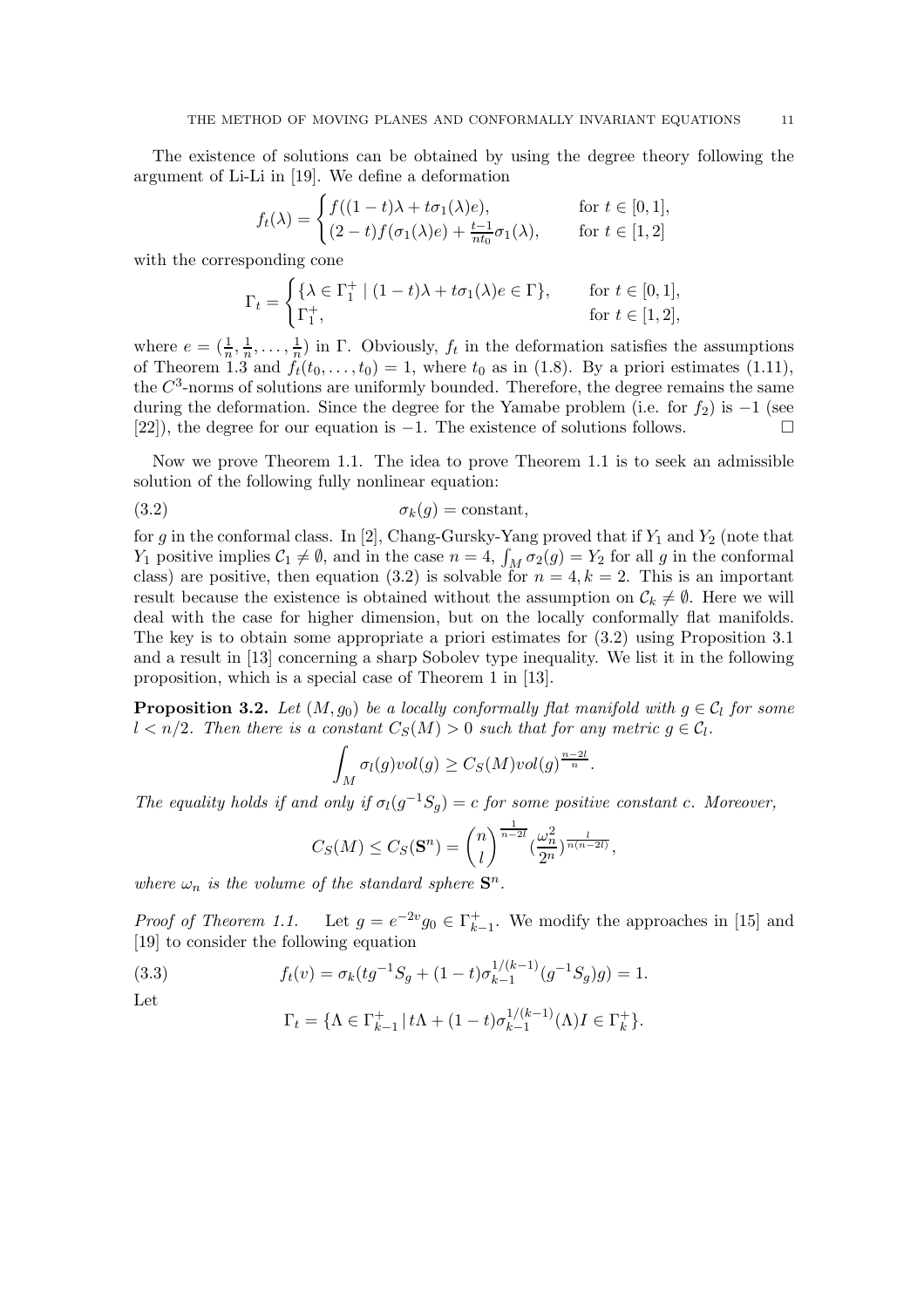The existence of solutions can be obtained by using the degree theory following the argument of Li-Li in [19]. We define a deformation

$$f_t(\lambda) = \begin{cases} f((1-t)\lambda + t\sigma_1(\lambda)e), & \text{for } t \in [0,1], \\ (2-t)f(\sigma_1(\lambda)e) + \frac{t-1}{nt_0}\sigma_1(\lambda), & \text{for } t \in [1,2] \end{cases}$$

with the corresponding cone

$$\Gamma_t = \begin{cases} \{\lambda \in \Gamma_1^+ \mid (1-t)\lambda + t\sigma_1(\lambda)e \in \Gamma\}, & \text{for } t \in [0,1], \\ \Gamma_1^+, & \text{for } t \in [1,2], \end{cases}$$

where $e = (\frac{1}{n}, \frac{1}{n}, \dots, \frac{1}{n})$ in $\Gamma$. Obviously, $f_t$ in the deformation satisfies the assumptions of Theorem 1.3 and $f_t(t_0, \dots, t_0) = 1$, where $t_0$ as in (1.8). By a priori estimates (1.11), the $C^3$-norms of solutions are uniformly bounded. Therefore, the degree remains the same during the deformation. Since the degree for the Yamabe problem (i.e. for $f_2$) is $-1$ (see [22]), the degree for our equation is $-1$. The existence of solutions follows. $\square$

Now we prove Theorem 1.1. The idea to prove Theorem 1.1 is to seek an admissible solution of the following fully nonlinear equation:

$$\sigma_k(g) = \text{constant}, \tag{3.2}$$

for $g$ in the conformal class. In [2], Chang-Gursky-Yang proved that if $Y_1$ and $Y_2$ (note that $Y_1$ positive implies $\mathcal{C}_1 \neq \emptyset$, and in the case $n = 4$, $\int_M \sigma_2(g) = Y_2$ for all $g$ in the conformal class) are positive, then equation (3.2) is solvable for $n = 4, k = 2$. This is an important result because the existence is obtained without the assumption on $\mathcal{C}_k \neq \emptyset$. Here we will deal with the case for higher dimension, but on the locally conformally flat manifolds. The key is to obtain some appropriate a priori estimates for (3.2) using Proposition 3.1 and a result in [13] concerning a sharp Sobolev type inequality. We list it in the following proposition, which is a special case of Theorem 1 in [13].

**Proposition 3.2.** *Let $(M, g_0)$ be a locally conformally flat manifold with $g \in \mathcal{C}_l$ for some $l < n/2$. Then there is a constant $C_S(M) > 0$ such that for any metric $g \in \mathcal{C}_l$.*

$$\int_M \sigma_l(g) vol(g) \geq C_S(M) vol(g)^{\frac{n-2l}{n}}.$$

*The equality holds if and only if $\sigma_l(g^{-1}S_g) = c$ for some positive constant $c$. Moreover,*

$$C_S(M) \leq C_S(\mathbf{S}^n) = \binom{n}{l}^{\frac{1}{n-2l}} \left(\frac{\omega_n^2}{2^n}\right)^{\frac{l}{n(n-2l)}},$$

*where $\omega_n$ is the volume of the standard sphere $\mathbf{S}^n$.*

*Proof of Theorem 1.1.* Let $g = e^{-2v}g_0 \in \Gamma_{k-1}^+$. We modify the approaches in [15] and [19] to consider the following equation

$$f_t(v) = \sigma_k(tg^{-1}S_g + (1-t)\sigma_{k-1}^{1/(k-1)}(g^{-1}S_g)g) = 1. \tag{3.3}$$

Let

$$\Gamma_t = \{\Lambda \in \Gamma_{k-1}^+ \,|\, t\Lambda + (1-t)\sigma_{k-1}^{1/(k-1)}(\Lambda)I \in \Gamma_k^+\}.$$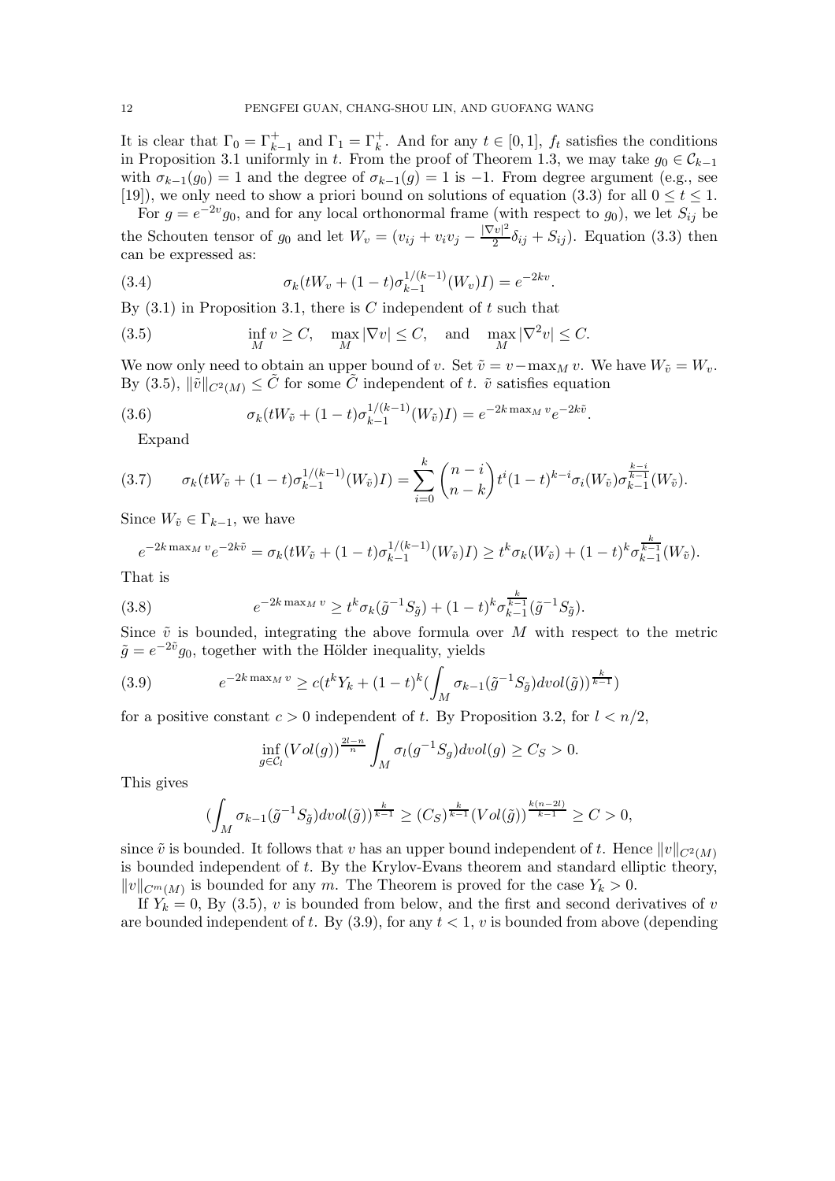It is clear that $\Gamma_0 = \Gamma_{k-1}^+$ and $\Gamma_1 = \Gamma_k^+$. And for any $t \in [0,1]$, $f_t$ satisfies the conditions in Proposition 3.1 uniformly in $t$. From the proof of Theorem 1.3, we may take $g_0 \in \mathcal{C}_{k-1}$ with $\sigma_{k-1}(g_0) = 1$ and the degree of $\sigma_{k-1}(g) = 1$ is $-1$. From degree argument (e.g., see [19]), we only need to show a priori bound on solutions of equation (3.3) for all $0 \le t \le 1$.

For $g = e^{-2v} g_0$, and for any local orthonormal frame (with respect to $g_0$), we let $S_{ij}$ be the Schouten tensor of $g_0$ and let $W_v = (v_{ij} + v_i v_j - \frac{|\nabla v|^2}{2}\delta_{ij} + S_{ij})$. Equation (3.3) then can be expressed as:

$$\sigma_k(tW_v + (1-t)\sigma_{k-1}^{1/(k-1)}(W_v) I) = e^{-2kv}. \tag{3.4}$$

By (3.1) in Proposition 3.1, there is $C$ independent of $t$ such that

$$\inf_M v \ge C, \quad \max_M |\nabla v| \le C, \quad \text{and} \quad \max_M |\nabla^2 v| \le C. \tag{3.5}$$

We now only need to obtain an upper bound of $v$. Set $\tilde{v} = v - \max_M v$. We have $W_{\tilde{v}} = W_v$. By (3.5), $\|\tilde{v}\|_{C^2(M)} \le \tilde{C}$ for some $\tilde{C}$ independent of $t$. $\tilde{v}$ satisfies equation

$$\sigma_k(tW_{\tilde{v}} + (1-t)\sigma_{k-1}^{1/(k-1)}(W_{\tilde{v}}) I) = e^{-2k\max_M v} e^{-2k\tilde{v}}. \tag{3.6}$$

Expand

$$\sigma_k(tW_{\tilde{v}} + (1-t)\sigma_{k-1}^{1/(k-1)}(W_{\tilde{v}}) I) = \sum_{i=0}^{k} \binom{n-i}{n-k} t^i (1-t)^{k-i} \sigma_i(W_{\tilde{v}}) \sigma_{k-1}^{\frac{k-i}{k-1}}(W_{\tilde{v}}). \tag{3.7}$$

Since $W_{\tilde{v}} \in \Gamma_{k-1}$, we have

$$e^{-2k\max_M v} e^{-2k\tilde{v}} = \sigma_k(tW_{\tilde{v}} + (1-t)\sigma_{k-1}^{1/(k-1)}(W_{\tilde{v}}) I) \ge t^k \sigma_k(W_{\tilde{v}}) + (1-t)^k \sigma_{k-1}^{\frac{k}{k-1}}(W_{\tilde{v}}).$$

That is

$$e^{-2k\max_M v} \ge t^k \sigma_k(\tilde{g}^{-1} S_{\tilde{g}}) + (1-t)^k \sigma_{k-1}^{\frac{k}{k-1}}(\tilde{g}^{-1} S_{\tilde{g}}). \tag{3.8}$$

Since $\tilde{v}$ is bounded, integrating the above formula over $M$ with respect to the metric $\tilde{g} = e^{-2\tilde{v}} g_0$, together with the Hölder inequality, yields

$$e^{-2k\max_M v} \ge c\left(t^k Y_k + (1-t)^k \left(\int_M \sigma_{k-1}(\tilde{g}^{-1} S_{\tilde{g}}) dvol(\tilde{g})\right)^{\frac{k}{k-1}}\right) \tag{3.9}$$

for a positive constant $c > 0$ independent of $t$. By Proposition 3.2, for $l < n/2$,

$$\inf_{g \in \mathcal{C}_l} (Vol(g))^{\frac{2l-n}{n}} \int_M \sigma_l(g^{-1} S_g) dvol(g) \ge C_S > 0.$$

This gives

$$\left(\int_M \sigma_{k-1}(\tilde{g}^{-1} S_{\tilde{g}}) dvol(\tilde{g})\right)^{\frac{k}{k-1}} \ge (C_S)^{\frac{k}{k-1}} (Vol(\tilde{g}))^{\frac{k(n-2l)}{k-1}} \ge C > 0,$$

since $\tilde{v}$ is bounded. It follows that $v$ has an upper bound independent of $t$. Hence $\|v\|_{C^2(M)}$ is bounded independent of $t$. By the Krylov-Evans theorem and standard elliptic theory, $\|v\|_{C^m(M)}$ is bounded for any $m$. The Theorem is proved for the case $Y_k > 0$.

If $Y_k = 0$, By (3.5), $v$ is bounded from below, and the first and second derivatives of $v$ are bounded independent of $t$. By (3.9), for any $t < 1$, $v$ is bounded from above (depending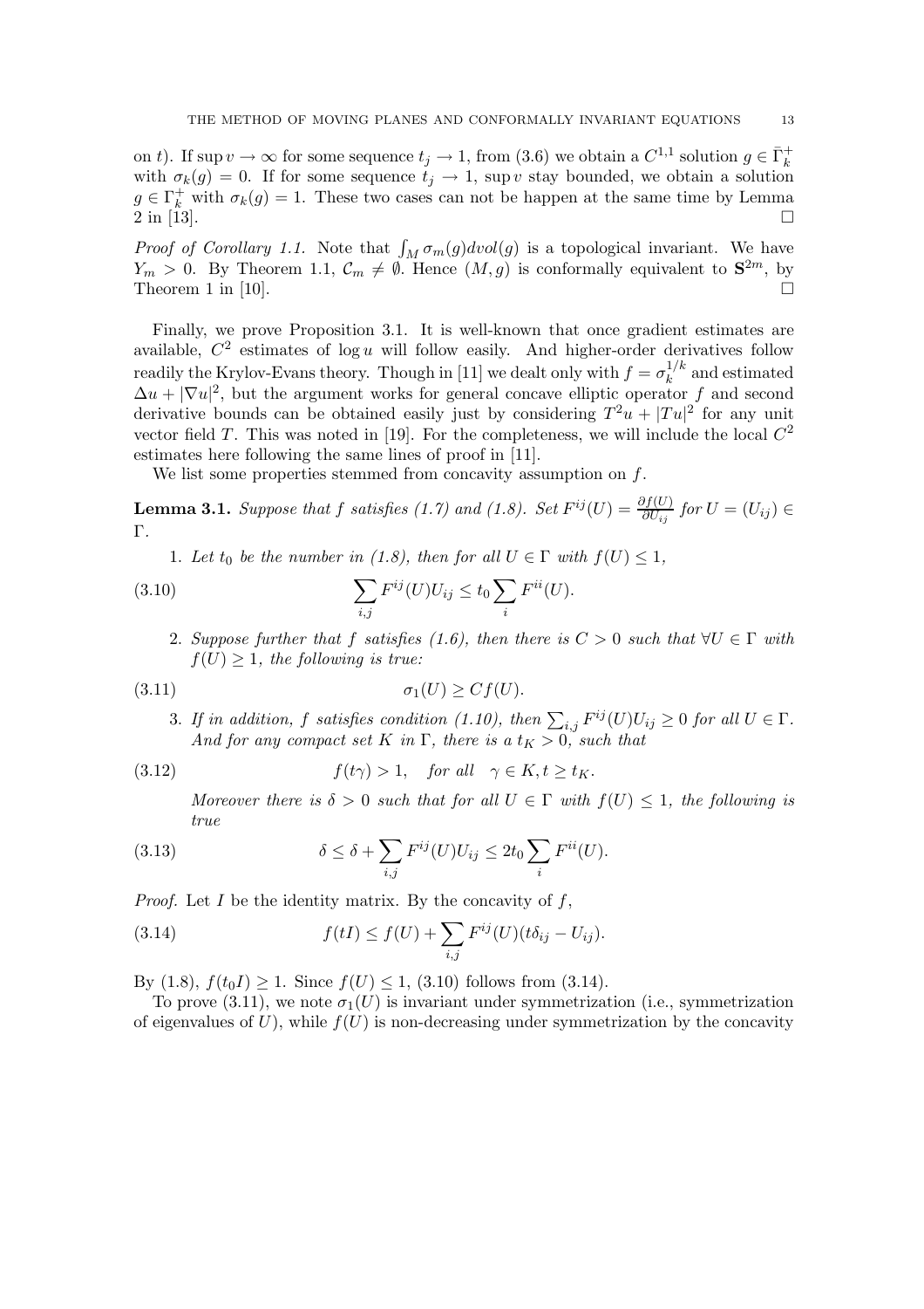on $t$). If $\sup v \to \infty$ for some sequence $t_j \to 1$, from (3.6) we obtain a $C^{1,1}$ solution $g \in \bar{\Gamma}_k^+$ with $\sigma_k(g) = 0$. If for some sequence $t_j \to 1$, $\sup v$ stay bounded, we obtain a solution $g \in \Gamma_k^+$ with $\sigma_k(g) = 1$. These two cases can not be happen at the same time by Lemma 2 in [13]. $\square$

*Proof of Corollary 1.1.* Note that $\int_M \sigma_m(g) dvol(g)$ is a topological invariant. We have $Y_m > 0$. By Theorem 1.1, $\mathcal{C}_m \neq \emptyset$. Hence $(M, g)$ is conformally equivalent to $\mathbf{S}^{2m}$, by Theorem 1 in [10]. $\square$

Finally, we prove Proposition 3.1. It is well-known that once gradient estimates are available, $C^2$ estimates of $\log u$ will follow easily. And higher-order derivatives follow readily the Krylov-Evans theory. Though in [11] we dealt only with $f = \sigma_k^{1/k}$ and estimated $\Delta u + |\nabla u|^2$, but the argument works for general concave elliptic operator $f$ and second derivative bounds can be obtained easily just by considering $T^2 u + |Tu|^2$ for any unit vector field $T$. This was noted in [19]. For the completeness, we will include the local $C^2$ estimates here following the same lines of proof in [11].

We list some properties stemmed from concavity assumption on $f$.

**Lemma 3.1.** *Suppose that $f$ satisfies (1.7) and (1.8). Set $F^{ij}(U) = \frac{\partial f(U)}{\partial U_{ij}}$ for $U = (U_{ij}) \in \Gamma$.*

1. *Let $t_0$ be the number in (1.8), then for all $U \in \Gamma$ with $f(U) \leq 1$,*

$$\sum_{i,j} F^{ij}(U) U_{ij} \leq t_0 \sum_i F^{ii}(U). \tag{3.10}$$

2. *Suppose further that $f$ satisfies (1.6), then there is $C > 0$ such that $\forall U \in \Gamma$ with $f(U) \geq 1$, the following is true:*

$$\sigma_1(U) \geq C f(U). \tag{3.11}$$

3. *If in addition, $f$ satisfies condition (1.10), then $\sum_{i,j} F^{ij}(U) U_{ij} \geq 0$ for all $U \in \Gamma$. And for any compact set $K$ in $\Gamma$, there is a $t_K > 0$, such that*

$$f(t\gamma) > 1, \quad \text{for all} \quad \gamma \in K, t \geq t_K. \tag{3.12}$$

*Moreover there is $\delta > 0$ such that for all $U \in \Gamma$ with $f(U) \leq 1$, the following is true*

$$\delta \leq \delta + \sum_{i,j} F^{ij}(U) U_{ij} \leq 2t_0 \sum_i F^{ii}(U). \tag{3.13}$$

*Proof.* Let $I$ be the identity matrix. By the concavity of $f$,

$$f(tI) \leq f(U) + \sum_{i,j} F^{ij}(U)(t\delta_{ij} - U_{ij}). \tag{3.14}$$

By (1.8), $f(t_0 I) \geq 1$. Since $f(U) \leq 1$, (3.10) follows from (3.14).

To prove (3.11), we note $\sigma_1(U)$ is invariant under symmetrization (i.e., symmetrization of eigenvalues of $U$), while $f(U)$ is non-decreasing under symmetrization by the concavity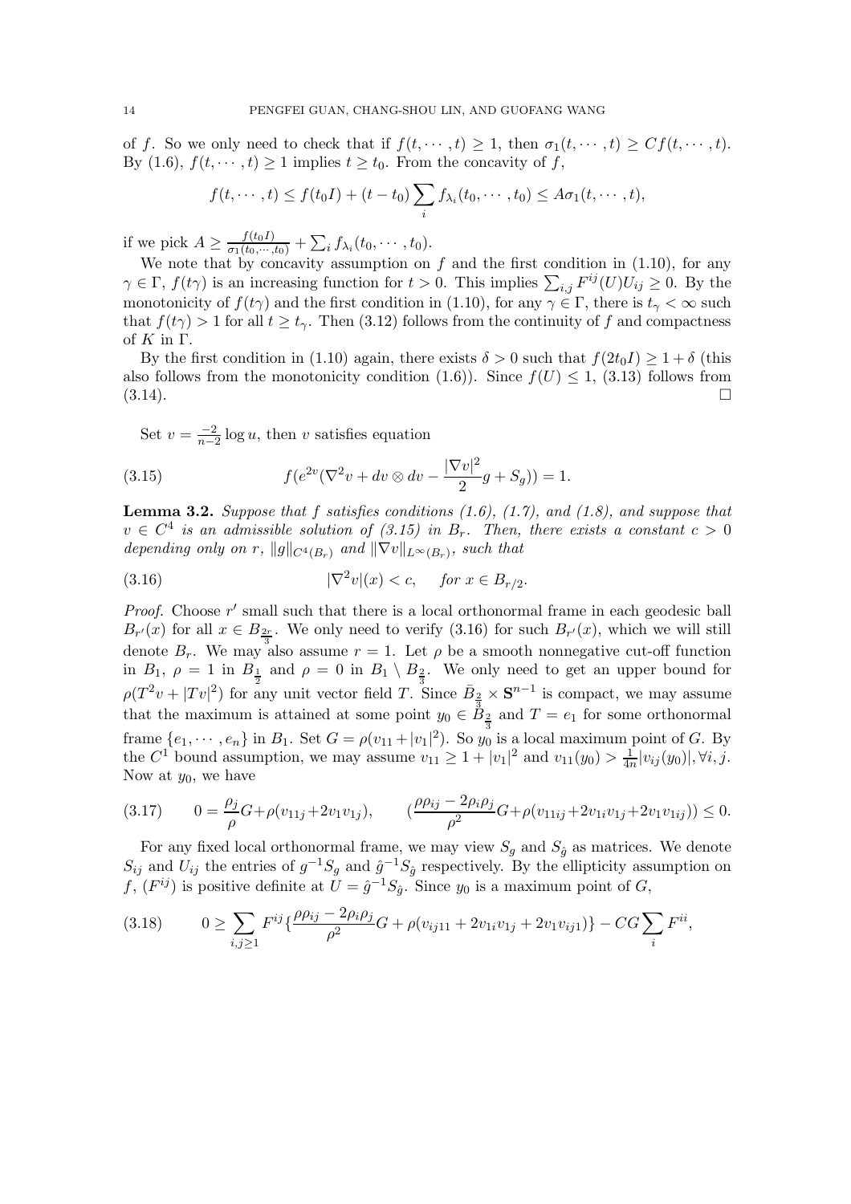of $f$. So we only need to check that if $f(t, \cdots, t) \geq 1$, then $\sigma_1(t, \cdots, t) \geq C f(t, \cdots, t)$. By (1.6), $f(t, \cdots, t) \geq 1$ implies $t \geq t_0$. From the concavity of $f$,

$$f(t, \cdots, t) \leq f(t_0 I) + (t - t_0) \sum_i f_{\lambda_i}(t_0, \cdots, t_0) \leq A \sigma_1(t, \cdots, t),$$

if we pick $A \geq \frac{f(t_0 I)}{\sigma_1(t_0, \cdots, t_0)} + \sum_i f_{\lambda_i}(t_0, \cdots, t_0)$.

We note that by concavity assumption on $f$ and the first condition in (1.10), for any $\gamma \in \Gamma$, $f(t\gamma)$ is an increasing function for $t > 0$. This implies $\sum_{i,j} F^{ij}(U) U_{ij} \geq 0$. By the monotonicity of $f(t\gamma)$ and the first condition in (1.10), for any $\gamma \in \Gamma$, there is $t_\gamma < \infty$ such that $f(t\gamma) > 1$ for all $t \geq t_\gamma$. Then (3.12) follows from the continuity of $f$ and compactness of $K$ in $\Gamma$.

By the first condition in (1.10) again, there exists $\delta > 0$ such that $f(2t_0 I) \geq 1 + \delta$ (this also follows from the monotonicity condition (1.6)). Since $f(U) \leq 1$, (3.13) follows from (3.14). $\square$

Set $v = \frac{-2}{n-2} \log u$, then $v$ satisfies equation

$$f(e^{2v}(\nabla^2 v + dv \otimes dv - \frac{|\nabla v|^2}{2} g + S_g)) = 1. \tag{3.15}$$

**Lemma 3.2.** *Suppose that $f$ satisfies conditions (1.6), (1.7), and (1.8), and suppose that $v \in C^4$ is an admissible solution of (3.15) in $B_r$. Then, there exists a constant $c > 0$ depending only on $r$, $\|g\|_{C^4(B_r)}$ and $\|\nabla v\|_{L^\infty(B_r)}$, such that*

$$|\nabla^2 v|(x) < c, \qquad \text{for } x \in B_{r/2}. \tag{3.16}$$

*Proof.* Choose $r'$ small such that there is a local orthonormal frame in each geodesic ball $B_{r'}(x)$ for all $x \in B_{\frac{2r}{3}}$. We only need to verify (3.16) for such $B_{r'}(x)$, which we will still denote $B_r$. We may also assume $r = 1$. Let $\rho$ be a smooth nonnegative cut-off function in $B_1$, $\rho = 1$ in $B_{\frac{1}{2}}$ and $\rho = 0$ in $B_1 \setminus B_{\frac{2}{3}}$. We only need to get an upper bound for $\rho(T^2 v + |Tv|^2)$ for any unit vector field $T$. Since $\bar{B}_{\frac{2}{3}} \times \mathbf{S}^{n-1}$ is compact, we may assume that the maximum is attained at some point $y_0 \in \bar{B}_{\frac{2}{3}}$ and $T = e_1$ for some orthonormal frame $\{e_1, \cdots, e_n\}$ in $B_1$. Set $G = \rho(v_{11} + |v_1|^2)$. So $y_0$ is a local maximum point of $G$. By the $C^1$ bound assumption, we may assume $v_{11} \geq 1 + |v_1|^2$ and $v_{11}(y_0) > \frac{1}{4n} |v_{ij}(y_0)|, \forall i, j$. Now at $y_0$, we have

$$0 = \frac{\rho_j}{\rho} G + \rho(v_{11j} + 2v_1 v_{1j}), \qquad (\frac{\rho\rho_{ij} - 2\rho_i\rho_j}{\rho^2} G + \rho(v_{11ij} + 2v_{1i}v_{1j} + 2v_1 v_{1ij})) \leq 0. \tag{3.17}$$

For any fixed local orthonormal frame, we may view $S_g$ and $S_{\hat{g}}$ as matrices. We denote $S_{ij}$ and $U_{ij}$ the entries of $g^{-1}S_g$ and $\hat{g}^{-1}S_{\hat{g}}$ respectively. By the ellipticity assumption on $f$, $(F^{ij})$ is positive definite at $U = \hat{g}^{-1}S_{\hat{g}}$. Since $y_0$ is a maximum point of $G$,

$$0 \geq \sum_{i,j \geq 1} F^{ij} \{ \frac{\rho\rho_{ij} - 2\rho_i\rho_j}{\rho^2} G + \rho(v_{ij11} + 2v_{1i}v_{1j} + 2v_1 v_{ij1}) \} - CG \sum_i F^{ii}, \tag{3.18}$$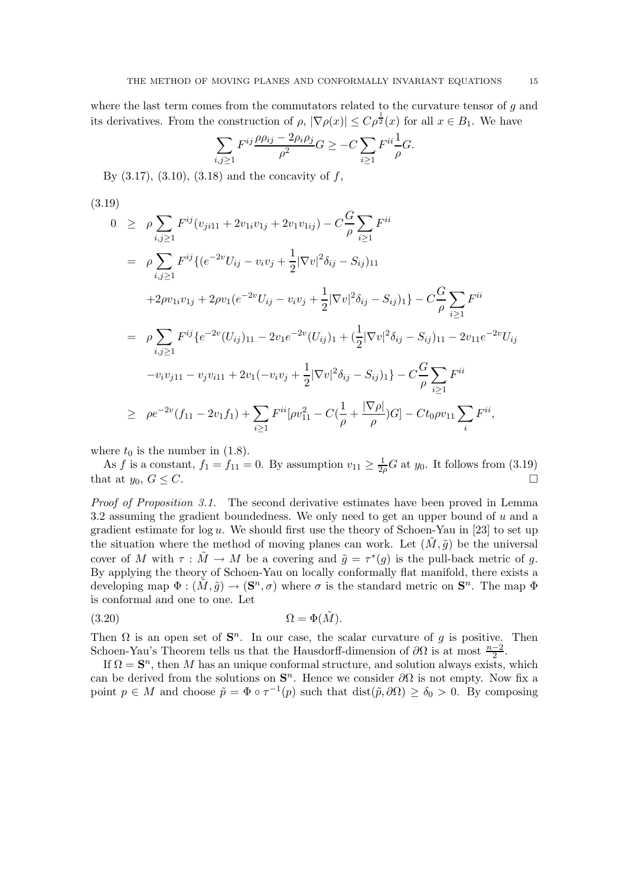where the last term comes from the commutators related to the curvature tensor of $g$ and its derivatives. From the construction of $\rho$, $|\nabla\rho(x)| \le C\rho^{\frac{1}{2}}(x)$ for all $x \in B_1$. We have

$$\sum_{i,j\ge 1} F^{ij}\frac{\rho\rho_{ij} - 2\rho_i\rho_j}{\rho^2} G \ge -C\sum_{i\ge 1} F^{ii}\frac{1}{\rho}G.$$

By (3.17), (3.10), (3.18) and the concavity of $f$,

$$
\begin{aligned}
0 \;&\ge\; \rho\sum_{i,j\ge 1} F^{ij}(v_{ji11} + 2v_{1i}v_{1j} + 2v_1 v_{1ij}) - C\frac{G}{\rho}\sum_{i\ge 1}F^{ii} \\
&=\; \rho\sum_{i,j\ge 1} F^{ij}\{(e^{-2v}U_{ij} - v_i v_j + \frac{1}{2}|\nabla v|^2\delta_{ij} - S_{ij})_{11} \\
&\quad + 2\rho v_{1i}v_{1j} + 2\rho v_1(e^{-2v}U_{ij} - v_i v_j + \frac{1}{2}|\nabla v|^2\delta_{ij} - S_{ij})_1\} - C\frac{G}{\rho}\sum_{i\ge 1}F^{ii} \\
&=\; \rho\sum_{i,j\ge 1} F^{ij}\{e^{-2v}(U_{ij})_{11} - 2v_1 e^{-2v}(U_{ij})_1 + (\frac{1}{2}|\nabla v|^2\delta_{ij} - S_{ij})_{11} - 2v_{11}e^{-2v}U_{ij} \\
&\quad - v_i v_{j11} - v_j v_{i11} + 2v_1(-v_i v_j + \frac{1}{2}|\nabla v|^2\delta_{ij} - S_{ij})_1\} - C\frac{G}{\rho}\sum_{i\ge 1}F^{ii} \\
&\ge\; \rho e^{-2v}(f_{11} - 2v_1 f_1) + \sum_{i\ge 1}F^{ii}[\rho v_{11}^2 - C(\frac{1}{\rho} + \frac{|\nabla\rho|}{\rho})G] - Ct_0\rho v_{11}\sum_i F^{ii},
\end{aligned}
\tag{3.19}
$$

where $t_0$ is the number in (1.8).

As $f$ is a constant, $f_1 = f_{11} = 0$. By assumption $v_{11} \ge \frac{1}{2\rho}G$ at $y_0$. It follows from (3.19) that at $y_0$, $G \le C$. □

*Proof of Proposition 3.1.* The second derivative estimates have been proved in Lemma 3.2 assuming the gradient boundedness. We only need to get an upper bound of $u$ and a gradient estimate for $\log u$. We should first use the theory of Schoen-Yau in [23] to set up the situation where the method of moving planes can work. Let $(\tilde{M}, \tilde{g})$ be the universal cover of $M$ with $\tau : \tilde{M} \to M$ be a covering and $\tilde{g} = \tau^*(g)$ is the pull-back metric of $g$. By applying the theory of Schoen-Yau on locally conformally flat manifold, there exists a developing map $\Phi : (\tilde{M}, \tilde{g}) \to (\mathbf{S}^n, \sigma)$ where $\sigma$ is the standard metric on $\mathbf{S}^n$. The map $\Phi$ is conformal and one to one. Let

$$\Omega = \Phi(\tilde{M}). \tag{3.20}$$

Then $\Omega$ is an open set of $\mathbf{S}^n$. In our case, the scalar curvature of $g$ is positive. Then Schoen-Yau's Theorem tells us that the Hausdorff-dimension of $\partial\Omega$ is at most $\frac{n-2}{2}$.

If $\Omega = \mathbf{S}^n$, then $M$ has an unique conformal structure, and solution always exists, which can be derived from the solutions on $\mathbf{S}^n$. Hence we consider $\partial\Omega$ is not empty. Now fix a point $p \in M$ and choose $\tilde{p} = \Phi\circ\tau^{-1}(p)$ such that $\mathrm{dist}(\tilde{p}, \partial\Omega) \ge \delta_0 > 0$. By composing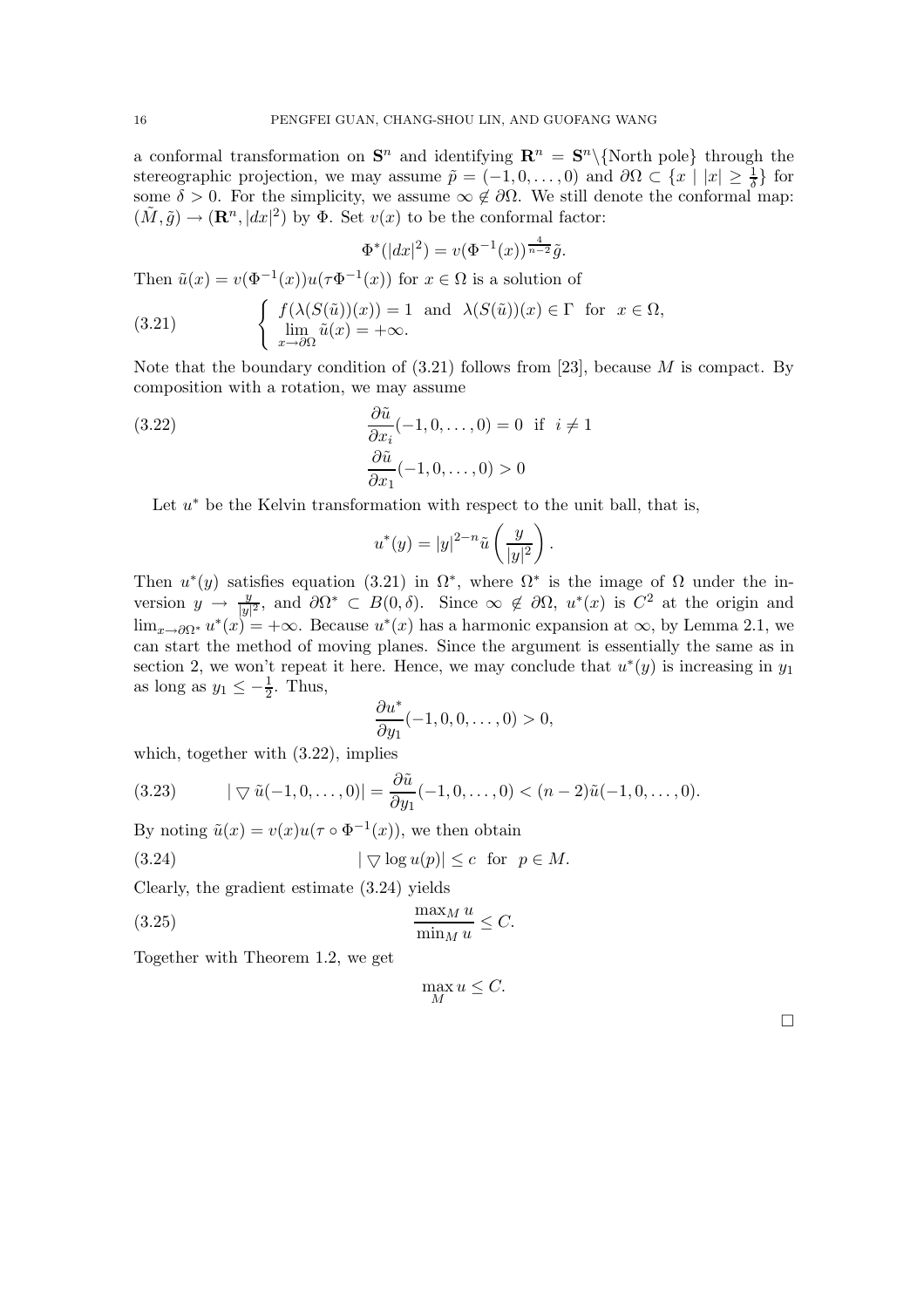a conformal transformation on $\mathbf{S}^n$ and identifying $\mathbf{R}^n = \mathbf{S}^n \backslash \{\text{North pole}\}$ through the stereographic projection, we may assume $\tilde{p} = (-1, 0, \ldots, 0)$ and $\partial\Omega \subset \{x \mid |x| \geq \frac{1}{\delta}\}$ for some $\delta > 0$. For the simplicity, we assume $\infty \notin \partial\Omega$. We still denote the conformal map: $(\tilde{M}, \tilde{g}) \to (\mathbf{R}^n, |dx|^2)$ by $\Phi$. Set $v(x)$ to be the conformal factor:

$$\Phi^*(|dx|^2) = v(\Phi^{-1}(x))^{\frac{4}{n-2}} \tilde{g}.$$

Then $\tilde{u}(x) = v(\Phi^{-1}(x)) u(\tau \Phi^{-1}(x))$ for $x \in \Omega$ is a solution of

$$\left\{ \begin{array}{l} f(\lambda(S(\tilde{u}))(x)) = 1 \ \text{ and } \ \lambda(S(\tilde{u}))(x) \in \Gamma \ \text{ for } \ x \in \Omega, \\ \lim\limits_{x \to \partial\Omega} \tilde{u}(x) = +\infty. \end{array} \right. \tag{3.21}$$

Note that the boundary condition of (3.21) follows from [23], because $M$ is compact. By composition with a rotation, we may assume

$$\begin{aligned} &\frac{\partial \tilde{u}}{\partial x_i}(-1, 0, \ldots, 0) = 0 \ \text{ if } \ i \neq 1 \\ &\frac{\partial \tilde{u}}{\partial x_1}(-1, 0, \ldots, 0) > 0 \end{aligned} \tag{3.22}$$

Let $u^*$ be the Kelvin transformation with respect to the unit ball, that is,

$$u^*(y) = |y|^{2-n} \tilde{u}\left(\frac{y}{|y|^2}\right).$$

Then $u^*(y)$ satisfies equation (3.21) in $\Omega^*$, where $\Omega^*$ is the image of $\Omega$ under the inversion $y \to \frac{y}{|y|^2}$, and $\partial\Omega^* \subset B(0, \delta)$. Since $\infty \notin \partial\Omega$, $u^*(x)$ is $C^2$ at the origin and $\lim_{x \to \partial\Omega^*} u^*(x) = +\infty$. Because $u^*(x)$ has a harmonic expansion at $\infty$, by Lemma 2.1, we can start the method of moving planes. Since the argument is essentially the same as in section 2, we won't repeat it here. Hence, we may conclude that $u^*(y)$ is increasing in $y_1$ as long as $y_1 \leq -\frac{1}{2}$. Thus,

$$\frac{\partial u^*}{\partial y_1}(-1, 0, 0, \ldots, 0) > 0,$$

which, together with (3.22), implies

$$|\bigtriangledown \tilde{u}(-1, 0, \ldots, 0)| = \frac{\partial \tilde{u}}{\partial y_1}(-1, 0, \ldots, 0) < (n-2)\tilde{u}(-1, 0, \ldots, 0). \tag{3.23}$$

By noting $\tilde{u}(x) = v(x) u(\tau \circ \Phi^{-1}(x))$, we then obtain

$$|\bigtriangledown \log u(p)| \leq c \ \text{ for } \ p \in M. \tag{3.24}$$

Clearly, the gradient estimate (3.24) yields

$$\frac{\max_M u}{\min_M u} \leq C. \tag{3.25}$$

Together with Theorem 1.2, we get

$$\max_M u \leq C.$$

□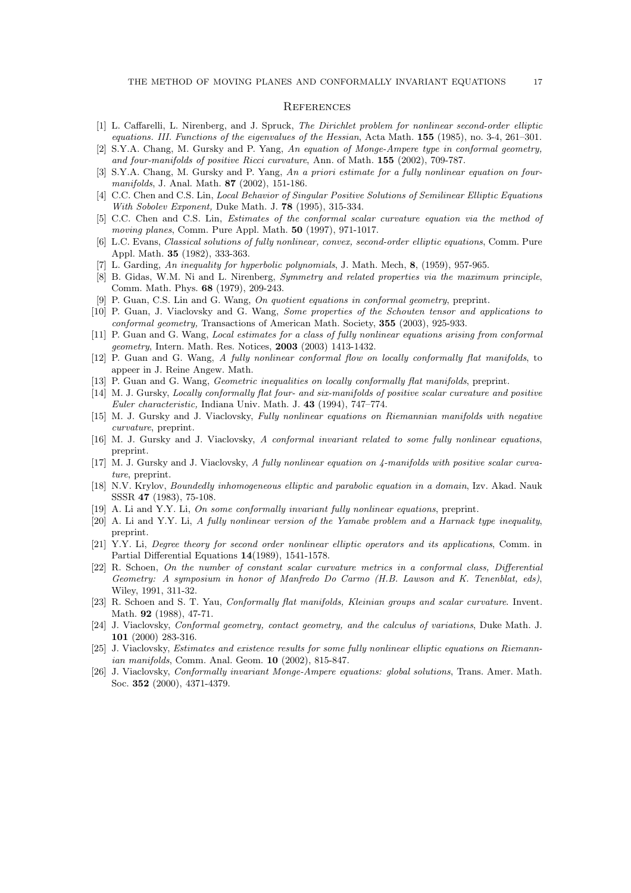## References

[1] L. Caffarelli, L. Nirenberg, and J. Spruck, *The Dirichlet problem for nonlinear second-order elliptic equations. III. Functions of the eigenvalues of the Hessian*, Acta Math. **155** (1985), no. 3-4, 261–301.

[2] S.Y.A. Chang, M. Gursky and P. Yang, *An equation of Monge-Ampere type in conformal geometry, and four-manifolds of positive Ricci curvature*, Ann. of Math. **155** (2002), 709-787.

[3] S.Y.A. Chang, M. Gursky and P. Yang, *An a priori estimate for a fully nonlinear equation on four-manifolds*, J. Anal. Math. **87** (2002), 151-186.

[4] C.C. Chen and C.S. Lin, *Local Behavior of Singular Positive Solutions of Semilinear Elliptic Equations With Sobolev Exponent,* Duke Math. J. **78** (1995), 315-334.

[5] C.C. Chen and C.S. Lin, *Estimates of the conformal scalar curvature equation via the method of moving planes*, Comm. Pure Appl. Math. **50** (1997), 971-1017.

[6] L.C. Evans, *Classical solutions of fully nonlinear, convex, second-order elliptic equations*, Comm. Pure Appl. Math. **35** (1982), 333-363.

[7] L. Garding, *An inequality for hyperbolic polynomials*, J. Math. Mech, **8**, (1959), 957-965.

[8] B. Gidas, W.M. Ni and L. Nirenberg, *Symmetry and related properties via the maximum principle*, Comm. Math. Phys. **68** (1979), 209-243.

[9] P. Guan, C.S. Lin and G. Wang, *On quotient equations in conformal geometry*, preprint.

[10] P. Guan, J. Viaclovsky and G. Wang, *Some properties of the Schouten tensor and applications to conformal geometry,* Transactions of American Math. Society, **355** (2003), 925-933.

[11] P. Guan and G. Wang, *Local estimates for a class of fully nonlinear equations arising from conformal geometry*, Intern. Math. Res. Notices, **2003** (2003) 1413-1432.

[12] P. Guan and G. Wang, *A fully nonlinear conformal flow on locally conformally flat manifolds*, to appeer in J. Reine Angew. Math.

[13] P. Guan and G. Wang, *Geometric inequalities on locally conformally flat manifolds*, preprint.

[14] M. J. Gursky, *Locally conformally flat four- and six-manifolds of positive scalar curvature and positive Euler characteristic,* Indiana Univ. Math. J. **43** (1994), 747–774.

[15] M. J. Gursky and J. Viaclovsky, *Fully nonlinear equations on Riemannian manifolds with negative curvature*, preprint.

[16] M. J. Gursky and J. Viaclovsky, *A conformal invariant related to some fully nonlinear equations*, preprint.

[17] M. J. Gursky and J. Viaclovsky, *A fully nonlinear equation on 4-manifolds with positive scalar curvature*, preprint.

[18] N.V. Krylov, *Boundedly inhomogeneous elliptic and parabolic equation in a domain*, Izv. Akad. Nauk SSSR **47** (1983), 75-108.

[19] A. Li and Y.Y. Li, *On some conformally invariant fully nonlinear equations*, preprint.

[20] A. Li and Y.Y. Li, *A fully nonlinear version of the Yamabe problem and a Harnack type inequality*, preprint.

[21] Y.Y. Li, *Degree theory for second order nonlinear elliptic operators and its applications*, Comm. in Partial Differential Equations **14**(1989), 1541-1578.

[22] R. Schoen, *On the number of constant scalar curvature metrics in a conformal class, Differential Geometry: A symposium in honor of Manfredo Do Carmo (H.B. Lawson and K. Tenenblat, eds)*, Wiley, 1991, 311-32.

[23] R. Schoen and S. T. Yau, *Conformally flat manifolds, Kleinian groups and scalar curvature*. Invent. Math. **92** (1988), 47-71.

[24] J. Viaclovsky, *Conformal geometry, contact geometry, and the calculus of variations*, Duke Math. J. **101** (2000) 283-316.

[25] J. Viaclovsky, *Estimates and existence results for some fully nonlinear elliptic equations on Riemannian manifolds*, Comm. Anal. Geom. **10** (2002), 815-847.

[26] J. Viaclovsky, *Conformally invariant Monge-Ampere equations: global solutions*, Trans. Amer. Math. Soc. **352** (2000), 4371-4379.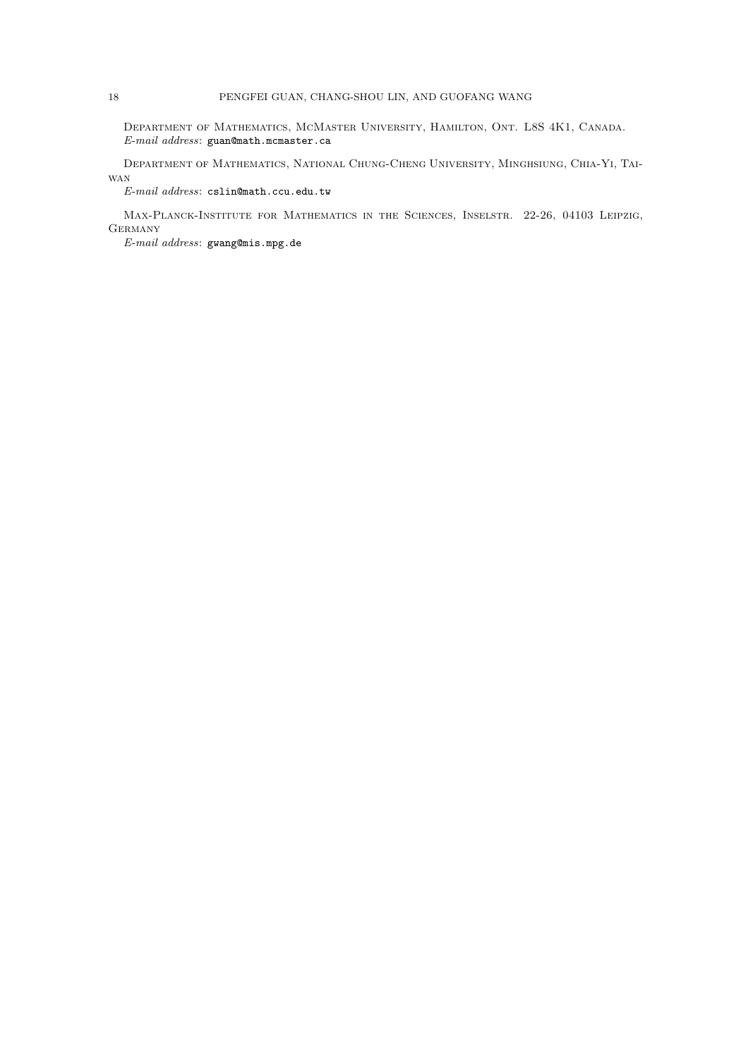Department of Mathematics, McMaster University, Hamilton, Ont. L8S 4K1, Canada.
*E-mail address*: guan@math.mcmaster.ca

Department of Mathematics, National Chung-Cheng University, Minghsiung, Chia-Yi, Taiwan
*E-mail address*: cslin@math.ccu.edu.tw

Max-Planck-Institute for Mathematics in the Sciences, Inselstr. 22-26, 04103 Leipzig, Germany
*E-mail address*: gwang@mis.mpg.de